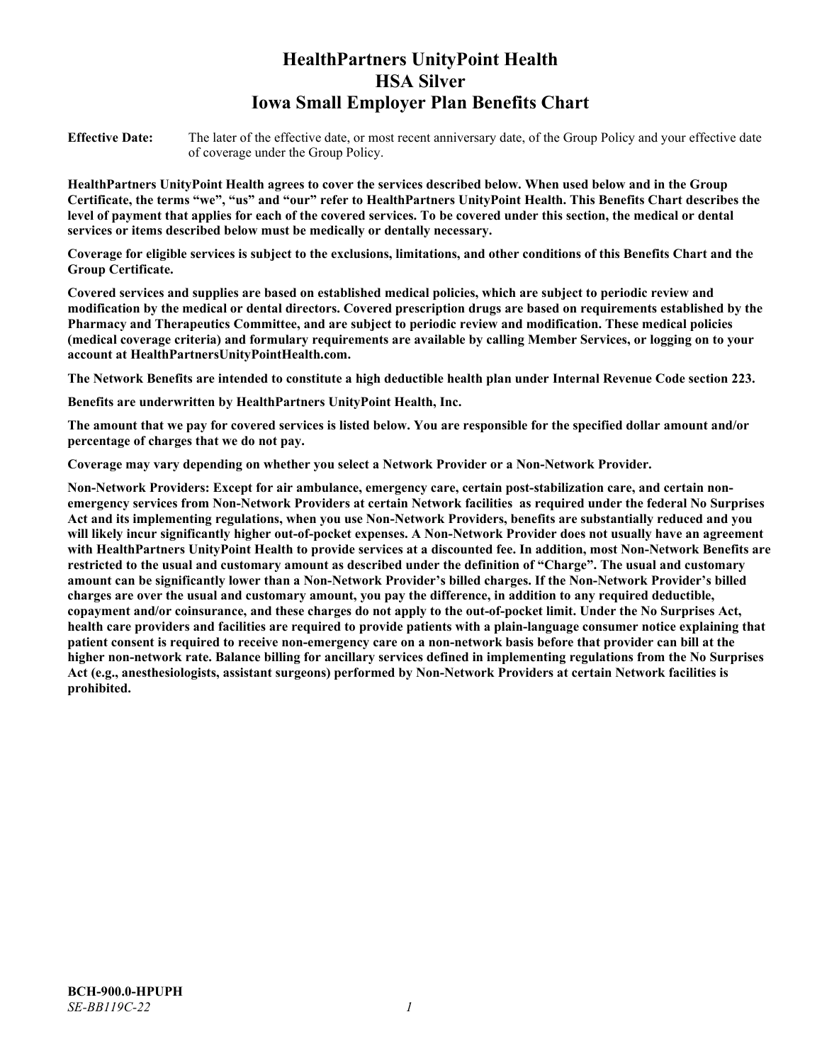# HealthPartners UnityPoint Health
# HSA Silver
# Iowa Small Employer Plan Benefits Chart

**Effective Date:** The later of the effective date, or most recent anniversary date, of the Group Policy and your effective date of coverage under the Group Policy.

**HealthPartners UnityPoint Health agrees to cover the services described below. When used below and in the Group Certificate, the terms "we", "us" and "our" refer to HealthPartners UnityPoint Health. This Benefits Chart describes the level of payment that applies for each of the covered services. To be covered under this section, the medical or dental services or items described below must be medically or dentally necessary.**

**Coverage for eligible services is subject to the exclusions, limitations, and other conditions of this Benefits Chart and the Group Certificate.**

**Covered services and supplies are based on established medical policies, which are subject to periodic review and modification by the medical or dental directors. Covered prescription drugs are based on requirements established by the Pharmacy and Therapeutics Committee, and are subject to periodic review and modification. These medical policies (medical coverage criteria) and formulary requirements are available by calling Member Services, or logging on to your account at HealthPartnersUnityPointHealth.com.**

**The Network Benefits are intended to constitute a high deductible health plan under Internal Revenue Code section 223.**

**Benefits are underwritten by HealthPartners UnityPoint Health, Inc.**

**The amount that we pay for covered services is listed below. You are responsible for the specified dollar amount and/or percentage of charges that we do not pay.**

**Coverage may vary depending on whether you select a Network Provider or a Non-Network Provider.**

**Non-Network Providers: Except for air ambulance, emergency care, certain post-stabilization care, and certain non-emergency services from Non-Network Providers at certain Network facilities as required under the federal No Surprises Act and its implementing regulations, when you use Non-Network Providers, benefits are substantially reduced and you will likely incur significantly higher out-of-pocket expenses. A Non-Network Provider does not usually have an agreement with HealthPartners UnityPoint Health to provide services at a discounted fee. In addition, most Non-Network Benefits are restricted to the usual and customary amount as described under the definition of "Charge". The usual and customary amount can be significantly lower than a Non-Network Provider's billed charges. If the Non-Network Provider's billed charges are over the usual and customary amount, you pay the difference, in addition to any required deductible, copayment and/or coinsurance, and these charges do not apply to the out-of-pocket limit. Under the No Surprises Act, health care providers and facilities are required to provide patients with a plain-language consumer notice explaining that patient consent is required to receive non-emergency care on a non-network basis before that provider can bill at the higher non-network rate. Balance billing for ancillary services defined in implementing regulations from the No Surprises Act (e.g., anesthesiologists, assistant surgeons) performed by Non-Network Providers at certain Network facilities is prohibited.**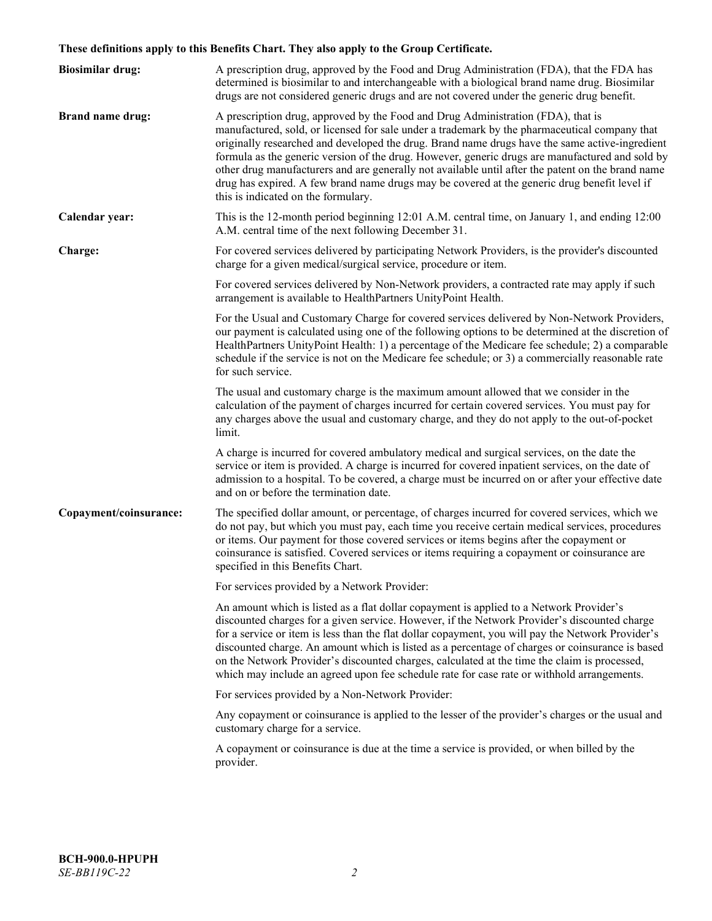**These definitions apply to this Benefits Chart. They also apply to the Group Certificate.**

**Biosimilar drug:** A prescription drug, approved by the Food and Drug Administration (FDA), that the FDA has determined is biosimilar to and interchangeable with a biological brand name drug. Biosimilar drugs are not considered generic drugs and are not covered under the generic drug benefit.

**Brand name drug:** A prescription drug, approved by the Food and Drug Administration (FDA), that is manufactured, sold, or licensed for sale under a trademark by the pharmaceutical company that originally researched and developed the drug. Brand name drugs have the same active-ingredient formula as the generic version of the drug. However, generic drugs are manufactured and sold by other drug manufacturers and are generally not available until after the patent on the brand name drug has expired. A few brand name drugs may be covered at the generic drug benefit level if this is indicated on the formulary.

**Calendar year:** This is the 12-month period beginning 12:01 A.M. central time, on January 1, and ending 12:00 A.M. central time of the next following December 31.

**Charge:** For covered services delivered by participating Network Providers, is the provider's discounted charge for a given medical/surgical service, procedure or item.

For covered services delivered by Non-Network providers, a contracted rate may apply if such arrangement is available to HealthPartners UnityPoint Health.

For the Usual and Customary Charge for covered services delivered by Non-Network Providers, our payment is calculated using one of the following options to be determined at the discretion of HealthPartners UnityPoint Health: 1) a percentage of the Medicare fee schedule; 2) a comparable schedule if the service is not on the Medicare fee schedule; or 3) a commercially reasonable rate for such service.

The usual and customary charge is the maximum amount allowed that we consider in the calculation of the payment of charges incurred for certain covered services. You must pay for any charges above the usual and customary charge, and they do not apply to the out-of-pocket limit.

A charge is incurred for covered ambulatory medical and surgical services, on the date the service or item is provided. A charge is incurred for covered inpatient services, on the date of admission to a hospital. To be covered, a charge must be incurred on or after your effective date and on or before the termination date.

**Copayment/coinsurance:** The specified dollar amount, or percentage, of charges incurred for covered services, which we do not pay, but which you must pay, each time you receive certain medical services, procedures or items. Our payment for those covered services or items begins after the copayment or coinsurance is satisfied. Covered services or items requiring a copayment or coinsurance are specified in this Benefits Chart.

For services provided by a Network Provider:

An amount which is listed as a flat dollar copayment is applied to a Network Provider's discounted charges for a given service. However, if the Network Provider's discounted charge for a service or item is less than the flat dollar copayment, you will pay the Network Provider's discounted charge. An amount which is listed as a percentage of charges or coinsurance is based on the Network Provider's discounted charges, calculated at the time the claim is processed, which may include an agreed upon fee schedule rate for case rate or withhold arrangements.

For services provided by a Non-Network Provider:

Any copayment or coinsurance is applied to the lesser of the provider's charges or the usual and customary charge for a service.

A copayment or coinsurance is due at the time a service is provided, or when billed by the provider.

**BCH-900.0-HPUPH**
*SE-BB119C-22*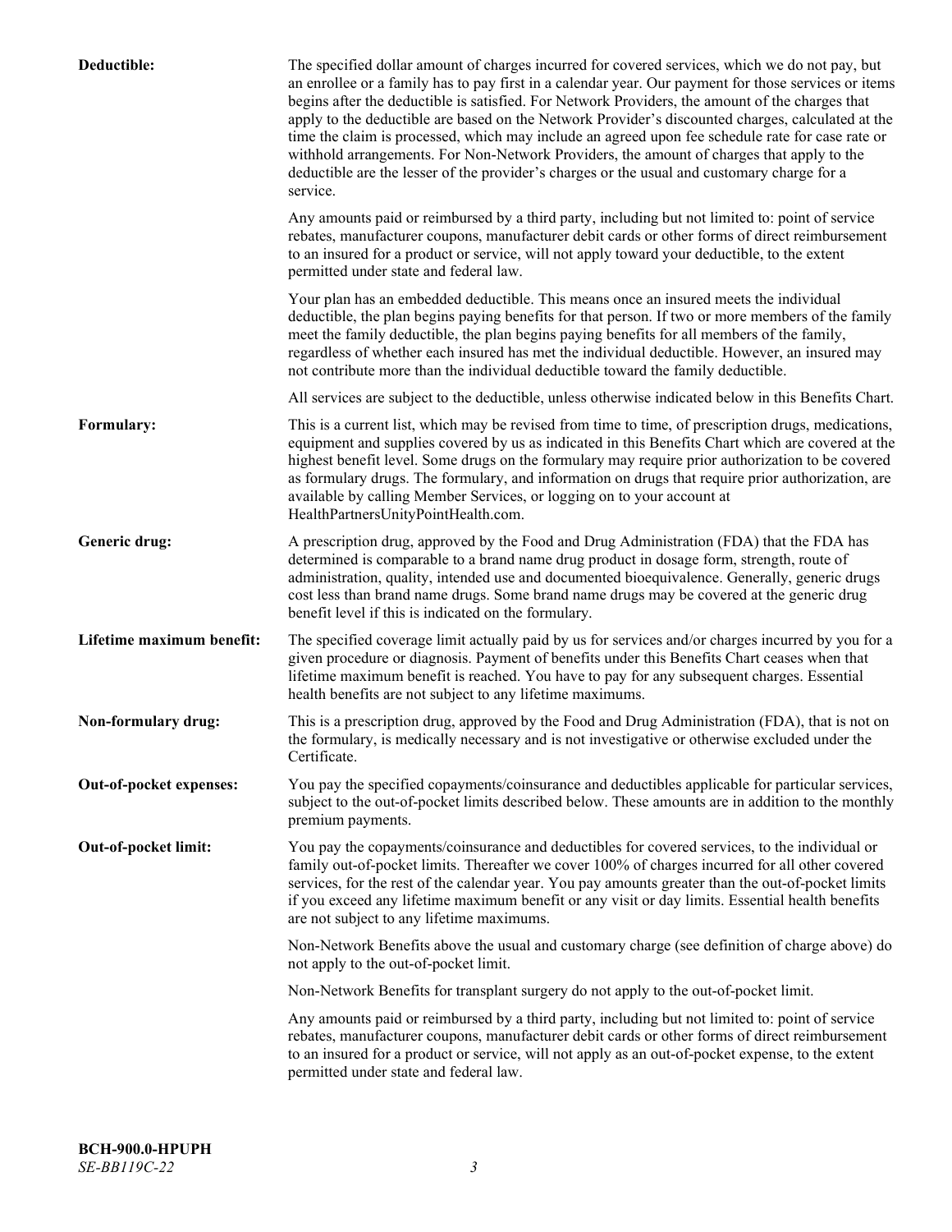**Deductible:** The specified dollar amount of charges incurred for covered services, which we do not pay, but an enrollee or a family has to pay first in a calendar year. Our payment for those services or items begins after the deductible is satisfied. For Network Providers, the amount of the charges that apply to the deductible are based on the Network Provider's discounted charges, calculated at the time the claim is processed, which may include an agreed upon fee schedule rate for case rate or withhold arrangements. For Non-Network Providers, the amount of charges that apply to the deductible are the lesser of the provider's charges or the usual and customary charge for a service.

Any amounts paid or reimbursed by a third party, including but not limited to: point of service rebates, manufacturer coupons, manufacturer debit cards or other forms of direct reimbursement to an insured for a product or service, will not apply toward your deductible, to the extent permitted under state and federal law.

Your plan has an embedded deductible. This means once an insured meets the individual deductible, the plan begins paying benefits for that person. If two or more members of the family meet the family deductible, the plan begins paying benefits for all members of the family, regardless of whether each insured has met the individual deductible. However, an insured may not contribute more than the individual deductible toward the family deductible.

All services are subject to the deductible, unless otherwise indicated below in this Benefits Chart.

**Formulary:** This is a current list, which may be revised from time to time, of prescription drugs, medications, equipment and supplies covered by us as indicated in this Benefits Chart which are covered at the highest benefit level. Some drugs on the formulary may require prior authorization to be covered as formulary drugs. The formulary, and information on drugs that require prior authorization, are available by calling Member Services, or logging on to your account at HealthPartnersUnityPointHealth.com.

**Generic drug:** A prescription drug, approved by the Food and Drug Administration (FDA) that the FDA has determined is comparable to a brand name drug product in dosage form, strength, route of administration, quality, intended use and documented bioequivalence. Generally, generic drugs cost less than brand name drugs. Some brand name drugs may be covered at the generic drug benefit level if this is indicated on the formulary.

**Lifetime maximum benefit:** The specified coverage limit actually paid by us for services and/or charges incurred by you for a given procedure or diagnosis. Payment of benefits under this Benefits Chart ceases when that lifetime maximum benefit is reached. You have to pay for any subsequent charges. Essential health benefits are not subject to any lifetime maximums.

**Non-formulary drug:** This is a prescription drug, approved by the Food and Drug Administration (FDA), that is not on the formulary, is medically necessary and is not investigative or otherwise excluded under the Certificate.

**Out-of-pocket expenses:** You pay the specified copayments/coinsurance and deductibles applicable for particular services, subject to the out-of-pocket limits described below. These amounts are in addition to the monthly premium payments.

**Out-of-pocket limit:** You pay the copayments/coinsurance and deductibles for covered services, to the individual or family out-of-pocket limits. Thereafter we cover 100% of charges incurred for all other covered services, for the rest of the calendar year. You pay amounts greater than the out-of-pocket limits if you exceed any lifetime maximum benefit or any visit or day limits. Essential health benefits are not subject to any lifetime maximums.

Non-Network Benefits above the usual and customary charge (see definition of charge above) do not apply to the out-of-pocket limit.

Non-Network Benefits for transplant surgery do not apply to the out-of-pocket limit.

Any amounts paid or reimbursed by a third party, including but not limited to: point of service rebates, manufacturer coupons, manufacturer debit cards or other forms of direct reimbursement to an insured for a product or service, will not apply as an out-of-pocket expense, to the extent permitted under state and federal law.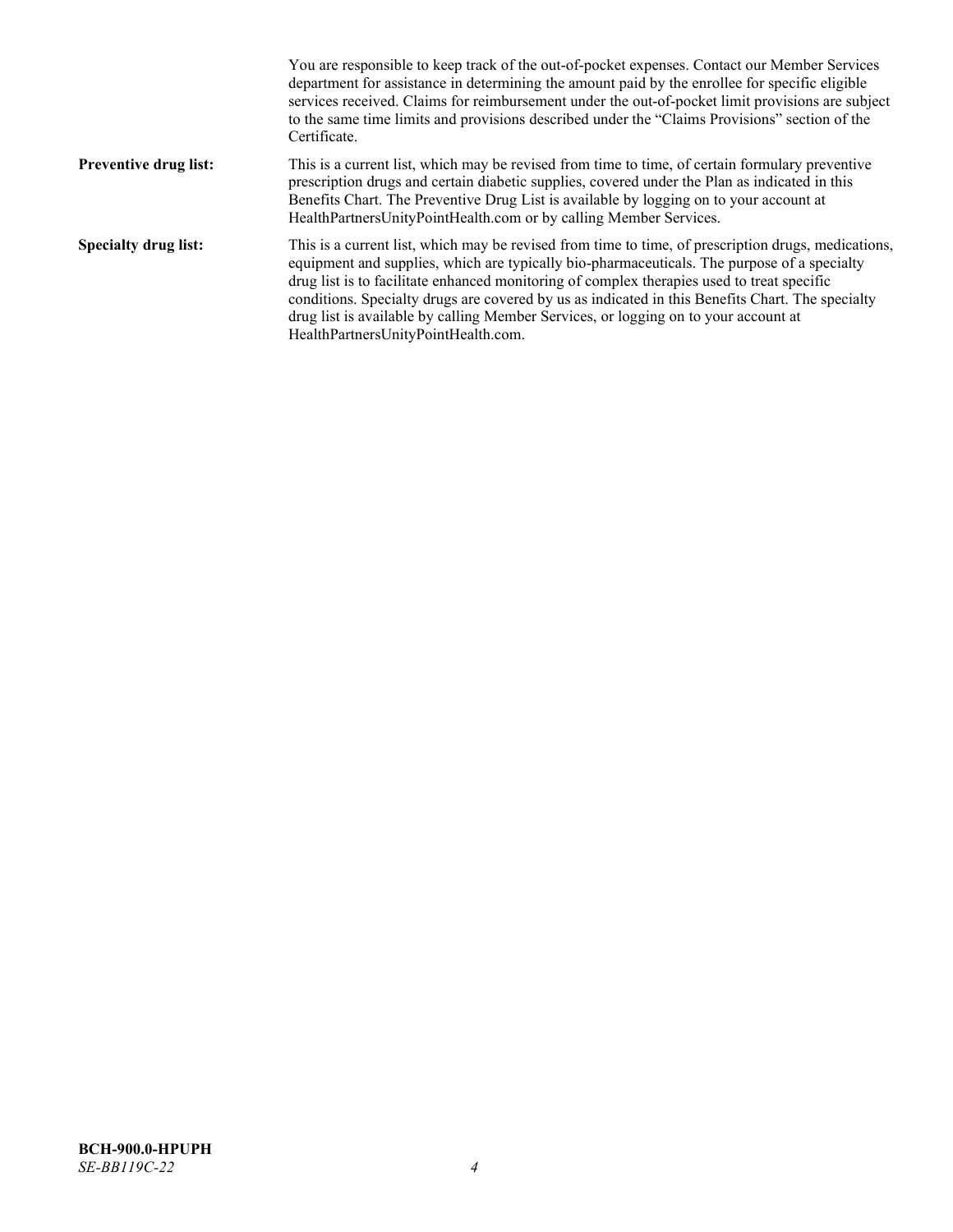You are responsible to keep track of the out-of-pocket expenses. Contact our Member Services department for assistance in determining the amount paid by the enrollee for specific eligible services received. Claims for reimbursement under the out-of-pocket limit provisions are subject to the same time limits and provisions described under the "Claims Provisions" section of the Certificate.

**Preventive drug list:** This is a current list, which may be revised from time to time, of certain formulary preventive prescription drugs and certain diabetic supplies, covered under the Plan as indicated in this Benefits Chart. The Preventive Drug List is available by logging on to your account at HealthPartnersUnityPointHealth.com or by calling Member Services.

**Specialty drug list:** This is a current list, which may be revised from time to time, of prescription drugs, medications, equipment and supplies, which are typically bio-pharmaceuticals. The purpose of a specialty drug list is to facilitate enhanced monitoring of complex therapies used to treat specific conditions. Specialty drugs are covered by us as indicated in this Benefits Chart. The specialty drug list is available by calling Member Services, or logging on to your account at HealthPartnersUnityPointHealth.com.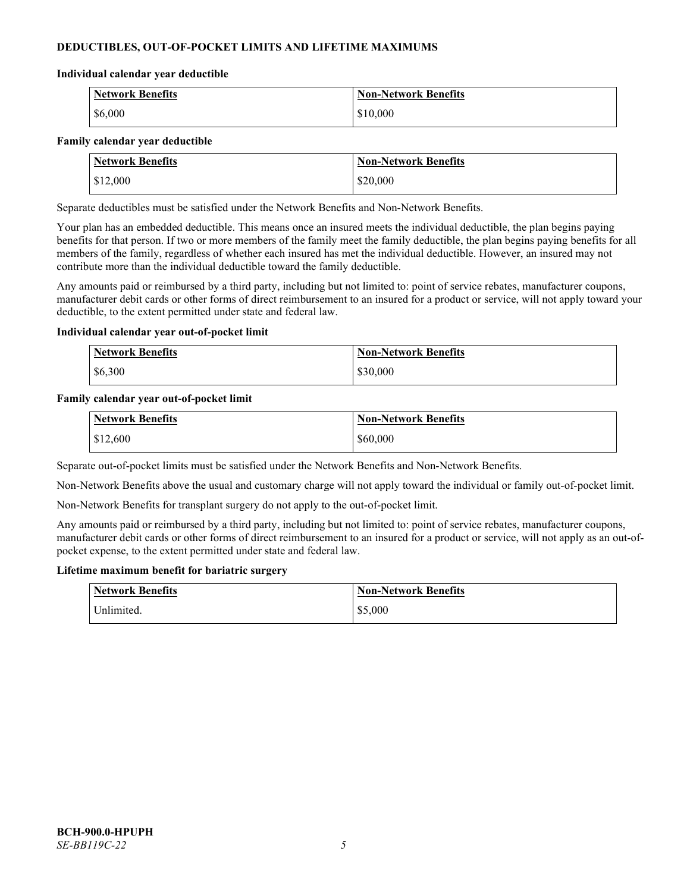**DEDUCTIBLES, OUT-OF-POCKET LIMITS AND LIFETIME MAXIMUMS**

**Individual calendar year deductible**

| Network Benefits | Non-Network Benefits |
|---|---|
| $6,000 | $10,000 |

**Family calendar year deductible**

| Network Benefits | Non-Network Benefits |
|---|---|
| $12,000 | $20,000 |

Separate deductibles must be satisfied under the Network Benefits and Non-Network Benefits.

Your plan has an embedded deductible. This means once an insured meets the individual deductible, the plan begins paying benefits for that person. If two or more members of the family meet the family deductible, the plan begins paying benefits for all members of the family, regardless of whether each insured has met the individual deductible. However, an insured may not contribute more than the individual deductible toward the family deductible.

Any amounts paid or reimbursed by a third party, including but not limited to: point of service rebates, manufacturer coupons, manufacturer debit cards or other forms of direct reimbursement to an insured for a product or service, will not apply toward your deductible, to the extent permitted under state and federal law.

**Individual calendar year out-of-pocket limit**

| Network Benefits | Non-Network Benefits |
|---|---|
| $6,300 | $30,000 |

**Family calendar year out-of-pocket limit**

| Network Benefits | Non-Network Benefits |
|---|---|
| $12,600 | $60,000 |

Separate out-of-pocket limits must be satisfied under the Network Benefits and Non-Network Benefits.

Non-Network Benefits above the usual and customary charge will not apply toward the individual or family out-of-pocket limit.

Non-Network Benefits for transplant surgery do not apply to the out-of-pocket limit.

Any amounts paid or reimbursed by a third party, including but not limited to: point of service rebates, manufacturer coupons, manufacturer debit cards or other forms of direct reimbursement to an insured for a product or service, will not apply as an out-of-pocket expense, to the extent permitted under state and federal law.

**Lifetime maximum benefit for bariatric surgery**

| Network Benefits | Non-Network Benefits |
|---|---|
| Unlimited. | $5,000 |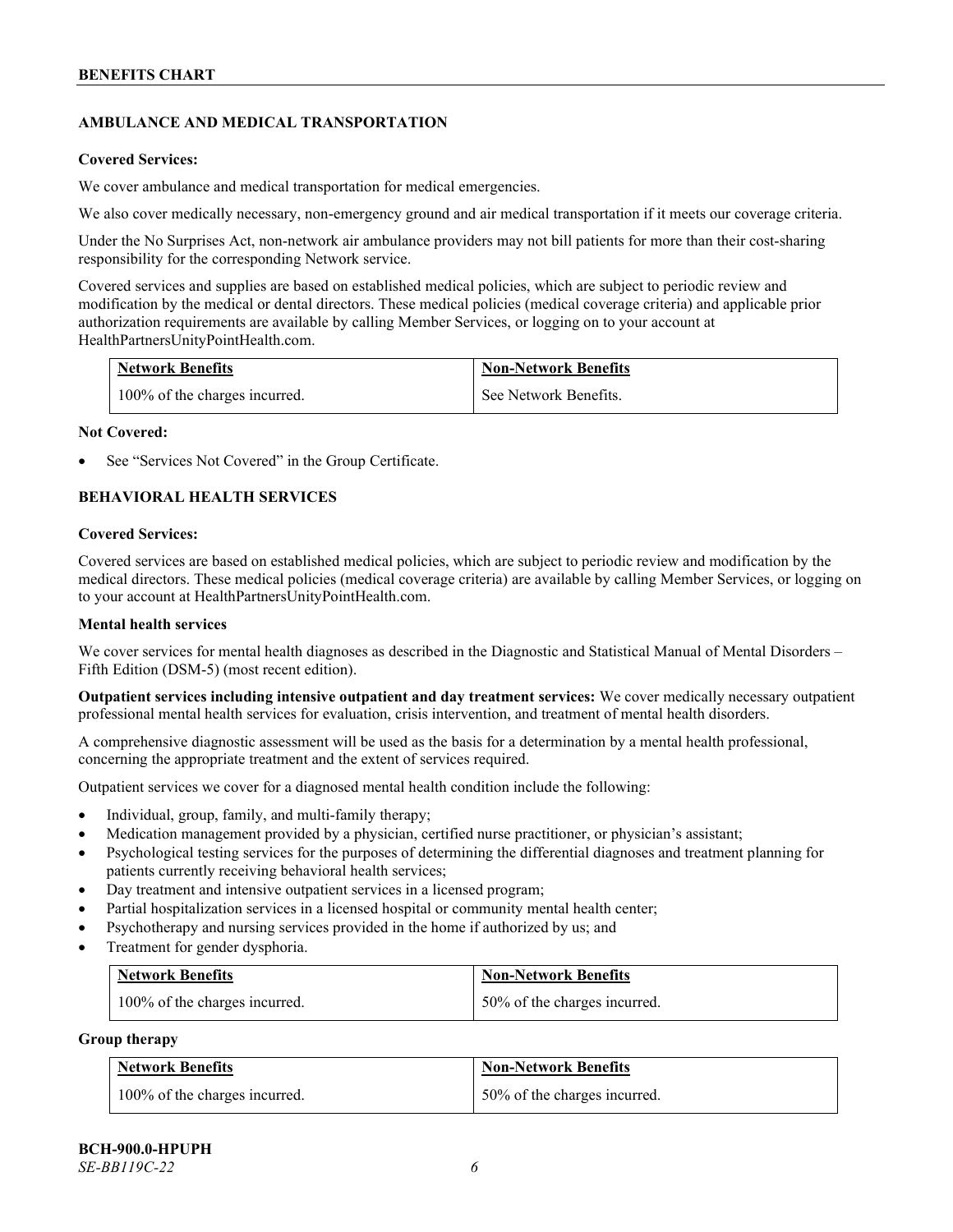## AMBULANCE AND MEDICAL TRANSPORTATION

**Covered Services:**

We cover ambulance and medical transportation for medical emergencies.

We also cover medically necessary, non-emergency ground and air medical transportation if it meets our coverage criteria.

Under the No Surprises Act, non-network air ambulance providers may not bill patients for more than their cost-sharing responsibility for the corresponding Network service.

Covered services and supplies are based on established medical policies, which are subject to periodic review and modification by the medical or dental directors. These medical policies (medical coverage criteria) and applicable prior authorization requirements are available by calling Member Services, or logging on to your account at HealthPartnersUnityPointHealth.com.

| Network Benefits | Non-Network Benefits |
|---|---|
| 100% of the charges incurred. | See Network Benefits. |

**Not Covered:**

- See "Services Not Covered" in the Group Certificate.

## BEHAVIORAL HEALTH SERVICES

**Covered Services:**

Covered services are based on established medical policies, which are subject to periodic review and modification by the medical directors. These medical policies (medical coverage criteria) are available by calling Member Services, or logging on to your account at HealthPartnersUnityPointHealth.com.

**Mental health services**

We cover services for mental health diagnoses as described in the Diagnostic and Statistical Manual of Mental Disorders – Fifth Edition (DSM-5) (most recent edition).

**Outpatient services including intensive outpatient and day treatment services:** We cover medically necessary outpatient professional mental health services for evaluation, crisis intervention, and treatment of mental health disorders.

A comprehensive diagnostic assessment will be used as the basis for a determination by a mental health professional, concerning the appropriate treatment and the extent of services required.

Outpatient services we cover for a diagnosed mental health condition include the following:

- Individual, group, family, and multi-family therapy;
- Medication management provided by a physician, certified nurse practitioner, or physician's assistant;
- Psychological testing services for the purposes of determining the differential diagnoses and treatment planning for patients currently receiving behavioral health services;
- Day treatment and intensive outpatient services in a licensed program;
- Partial hospitalization services in a licensed hospital or community mental health center;
- Psychotherapy and nursing services provided in the home if authorized by us; and
- Treatment for gender dysphoria.

| Network Benefits | Non-Network Benefits |
|---|---|
| 100% of the charges incurred. | 50% of the charges incurred. |

**Group therapy**

| Network Benefits | Non-Network Benefits |
|---|---|
| 100% of the charges incurred. | 50% of the charges incurred. |

BCH-900.0-HPUPH
*SE-BB119C-22*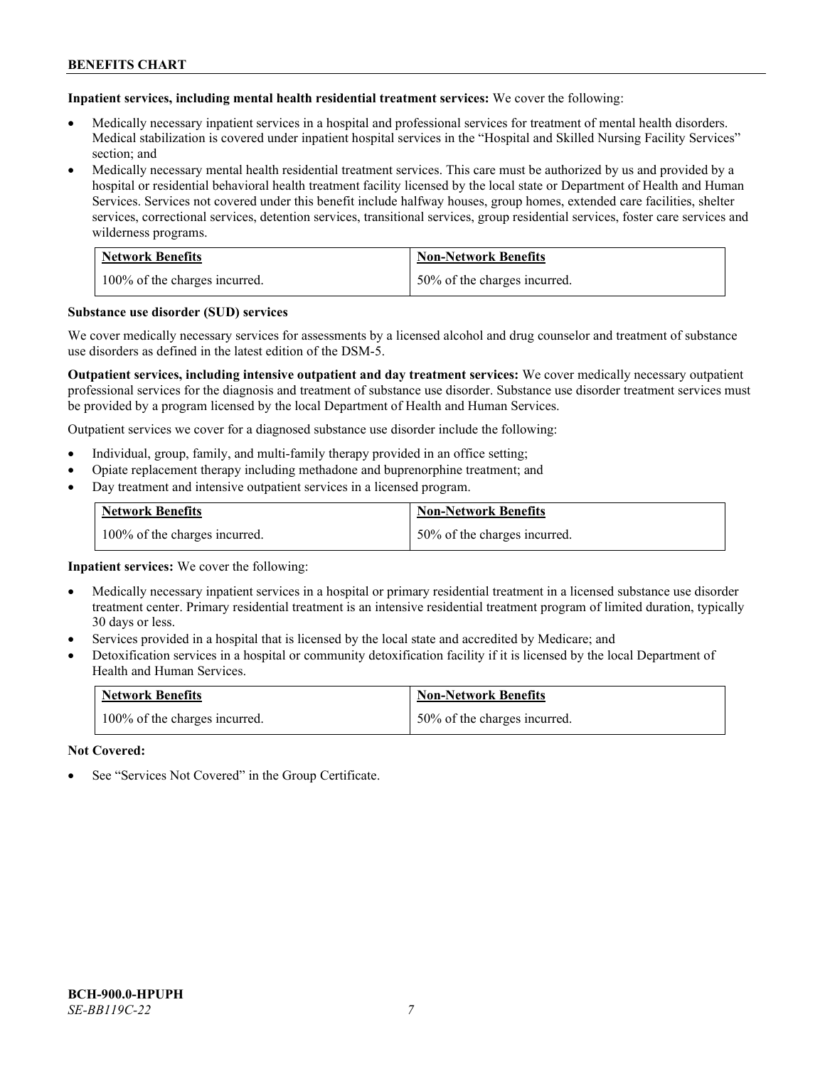**Inpatient services, including mental health residential treatment services:** We cover the following:

- Medically necessary inpatient services in a hospital and professional services for treatment of mental health disorders. Medical stabilization is covered under inpatient hospital services in the "Hospital and Skilled Nursing Facility Services" section; and
- Medically necessary mental health residential treatment services. This care must be authorized by us and provided by a hospital or residential behavioral health treatment facility licensed by the local state or Department of Health and Human Services. Services not covered under this benefit include halfway houses, group homes, extended care facilities, shelter services, correctional services, detention services, transitional services, group residential services, foster care services and wilderness programs.

| Network Benefits | Non-Network Benefits |
| --- | --- |
| 100% of the charges incurred. | 50% of the charges incurred. |

**Substance use disorder (SUD) services**

We cover medically necessary services for assessments by a licensed alcohol and drug counselor and treatment of substance use disorders as defined in the latest edition of the DSM-5.

**Outpatient services, including intensive outpatient and day treatment services:** We cover medically necessary outpatient professional services for the diagnosis and treatment of substance use disorder. Substance use disorder treatment services must be provided by a program licensed by the local Department of Health and Human Services.

Outpatient services we cover for a diagnosed substance use disorder include the following:

- Individual, group, family, and multi-family therapy provided in an office setting;
- Opiate replacement therapy including methadone and buprenorphine treatment; and
- Day treatment and intensive outpatient services in a licensed program.

| Network Benefits | Non-Network Benefits |
| --- | --- |
| 100% of the charges incurred. | 50% of the charges incurred. |

**Inpatient services:** We cover the following:

- Medically necessary inpatient services in a hospital or primary residential treatment in a licensed substance use disorder treatment center. Primary residential treatment is an intensive residential treatment program of limited duration, typically 30 days or less.
- Services provided in a hospital that is licensed by the local state and accredited by Medicare; and
- Detoxification services in a hospital or community detoxification facility if it is licensed by the local Department of Health and Human Services.

| Network Benefits | Non-Network Benefits |
| --- | --- |
| 100% of the charges incurred. | 50% of the charges incurred. |

**Not Covered:**

- See "Services Not Covered" in the Group Certificate.

**BCH-900.0-HPUPH**
*SE-BB119C-22*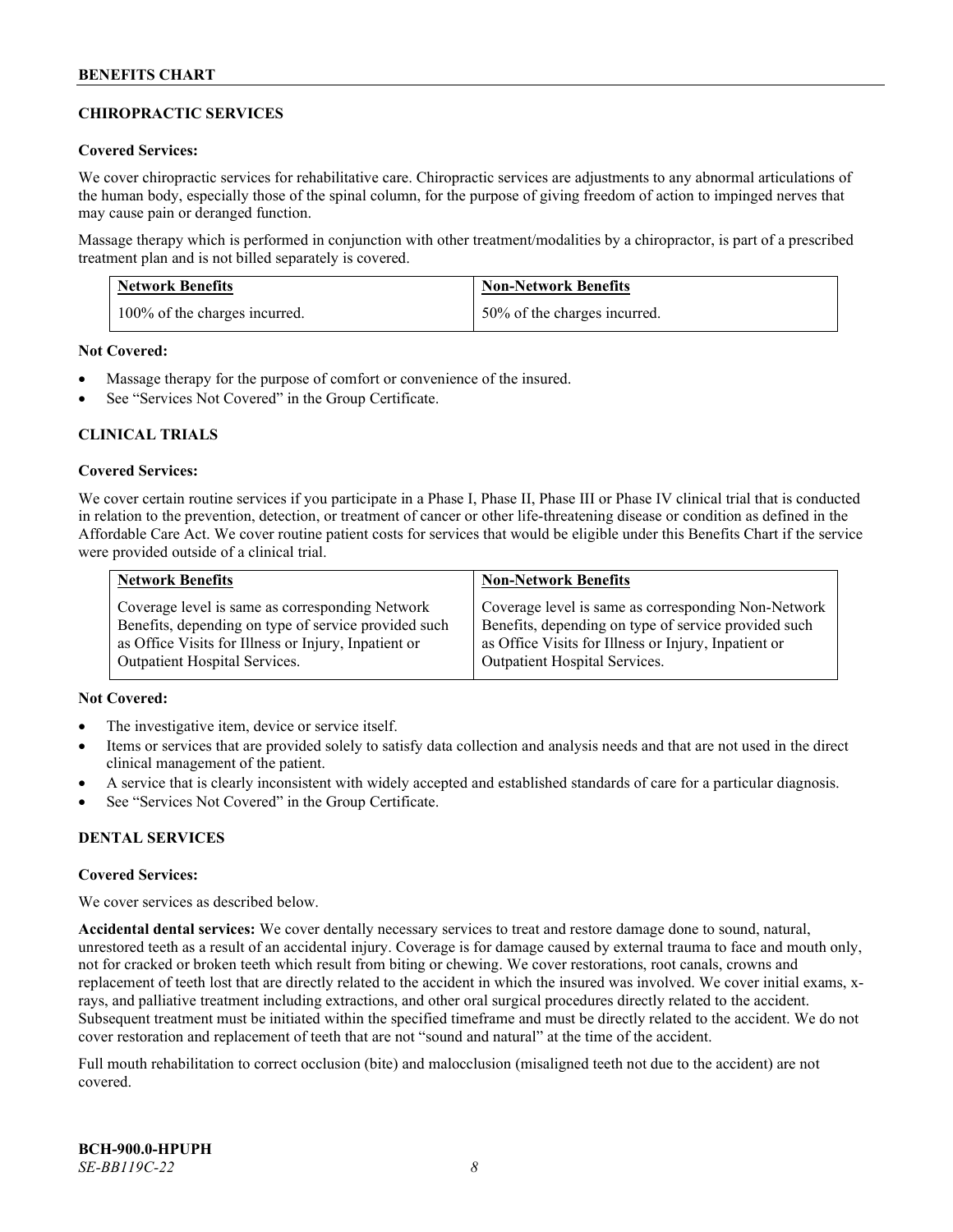## CHIROPRACTIC SERVICES

**Covered Services:**

We cover chiropractic services for rehabilitative care. Chiropractic services are adjustments to any abnormal articulations of the human body, especially those of the spinal column, for the purpose of giving freedom of action to impinged nerves that may cause pain or deranged function.

Massage therapy which is performed in conjunction with other treatment/modalities by a chiropractor, is part of a prescribed treatment plan and is not billed separately is covered.

| Network Benefits | Non-Network Benefits |
|---|---|
| 100% of the charges incurred. | 50% of the charges incurred. |

**Not Covered:**

- Massage therapy for the purpose of comfort or convenience of the insured.
- See "Services Not Covered" in the Group Certificate.

## CLINICAL TRIALS

**Covered Services:**

We cover certain routine services if you participate in a Phase I, Phase II, Phase III or Phase IV clinical trial that is conducted in relation to the prevention, detection, or treatment of cancer or other life-threatening disease or condition as defined in the Affordable Care Act. We cover routine patient costs for services that would be eligible under this Benefits Chart if the service were provided outside of a clinical trial.

| Network Benefits | Non-Network Benefits |
|---|---|
| Coverage level is same as corresponding Network Benefits, depending on type of service provided such as Office Visits for Illness or Injury, Inpatient or Outpatient Hospital Services. | Coverage level is same as corresponding Non-Network Benefits, depending on type of service provided such as Office Visits for Illness or Injury, Inpatient or Outpatient Hospital Services. |

**Not Covered:**

- The investigative item, device or service itself.
- Items or services that are provided solely to satisfy data collection and analysis needs and that are not used in the direct clinical management of the patient.
- A service that is clearly inconsistent with widely accepted and established standards of care for a particular diagnosis.
- See "Services Not Covered" in the Group Certificate.

## DENTAL SERVICES

**Covered Services:**

We cover services as described below.

**Accidental dental services:** We cover dentally necessary services to treat and restore damage done to sound, natural, unrestored teeth as a result of an accidental injury. Coverage is for damage caused by external trauma to face and mouth only, not for cracked or broken teeth which result from biting or chewing. We cover restorations, root canals, crowns and replacement of teeth lost that are directly related to the accident in which the insured was involved. We cover initial exams, x-rays, and palliative treatment including extractions, and other oral surgical procedures directly related to the accident. Subsequent treatment must be initiated within the specified timeframe and must be directly related to the accident. We do not cover restoration and replacement of teeth that are not "sound and natural" at the time of the accident.

Full mouth rehabilitation to correct occlusion (bite) and malocclusion (misaligned teeth not due to the accident) are not covered.

**BCH-900.0-HPUPH**
*SE-BB119C-22*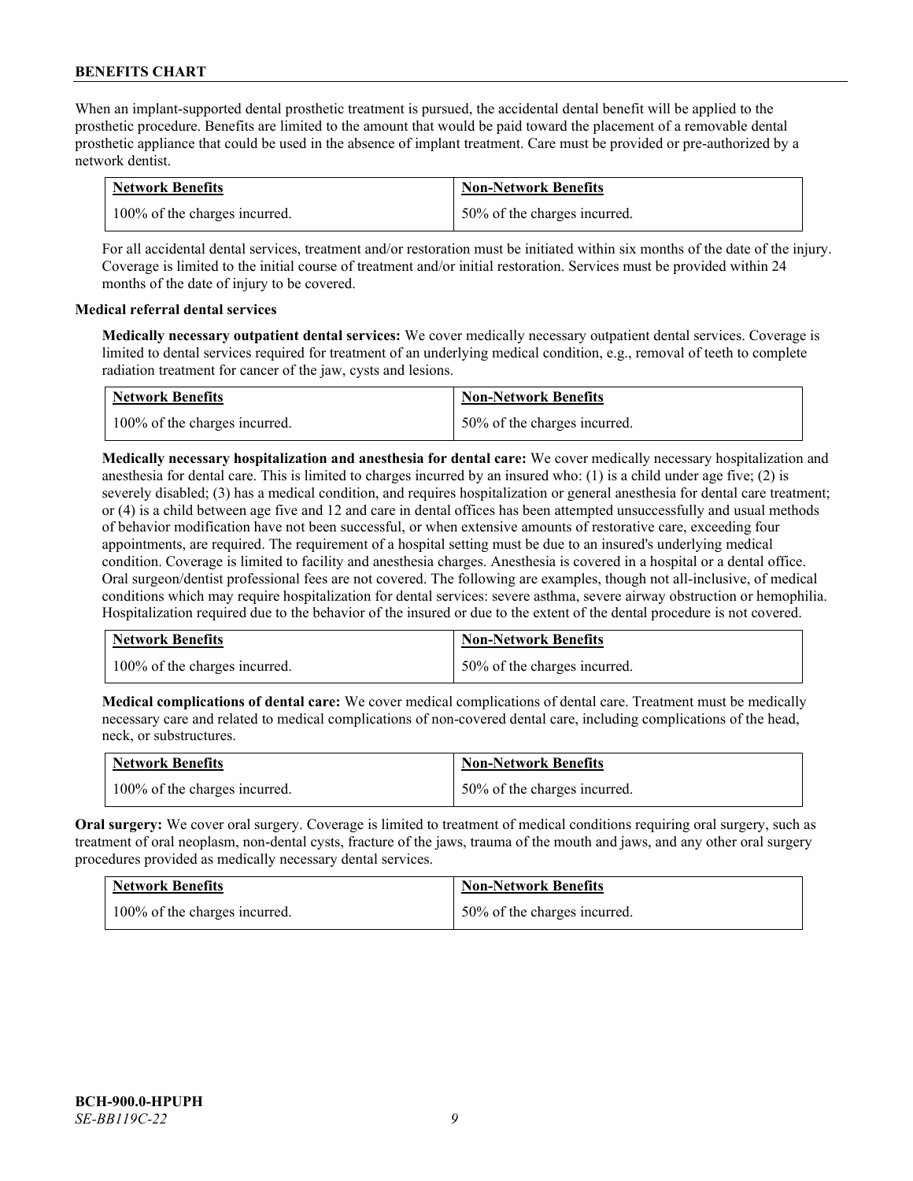When an implant-supported dental prosthetic treatment is pursued, the accidental dental benefit will be applied to the prosthetic procedure. Benefits are limited to the amount that would be paid toward the placement of a removable dental prosthetic appliance that could be used in the absence of implant treatment. Care must be provided or pre-authorized by a network dentist.

| Network Benefits | Non-Network Benefits |
| --- | --- |
| 100% of the charges incurred. | 50% of the charges incurred. |

For all accidental dental services, treatment and/or restoration must be initiated within six months of the date of the injury. Coverage is limited to the initial course of treatment and/or initial restoration. Services must be provided within 24 months of the date of injury to be covered.

**Medical referral dental services**

**Medically necessary outpatient dental services:** We cover medically necessary outpatient dental services. Coverage is limited to dental services required for treatment of an underlying medical condition, e.g., removal of teeth to complete radiation treatment for cancer of the jaw, cysts and lesions.

| Network Benefits | Non-Network Benefits |
| --- | --- |
| 100% of the charges incurred. | 50% of the charges incurred. |

**Medically necessary hospitalization and anesthesia for dental care:** We cover medically necessary hospitalization and anesthesia for dental care. This is limited to charges incurred by an insured who: (1) is a child under age five; (2) is severely disabled; (3) has a medical condition, and requires hospitalization or general anesthesia for dental care treatment; or (4) is a child between age five and 12 and care in dental offices has been attempted unsuccessfully and usual methods of behavior modification have not been successful, or when extensive amounts of restorative care, exceeding four appointments, are required. The requirement of a hospital setting must be due to an insured's underlying medical condition. Coverage is limited to facility and anesthesia charges. Anesthesia is covered in a hospital or a dental office. Oral surgeon/dentist professional fees are not covered. The following are examples, though not all-inclusive, of medical conditions which may require hospitalization for dental services: severe asthma, severe airway obstruction or hemophilia. Hospitalization required due to the behavior of the insured or due to the extent of the dental procedure is not covered.

| Network Benefits | Non-Network Benefits |
| --- | --- |
| 100% of the charges incurred. | 50% of the charges incurred. |

**Medical complications of dental care:** We cover medical complications of dental care. Treatment must be medically necessary care and related to medical complications of non-covered dental care, including complications of the head, neck, or substructures.

| Network Benefits | Non-Network Benefits |
| --- | --- |
| 100% of the charges incurred. | 50% of the charges incurred. |

**Oral surgery:** We cover oral surgery. Coverage is limited to treatment of medical conditions requiring oral surgery, such as treatment of oral neoplasm, non-dental cysts, fracture of the jaws, trauma of the mouth and jaws, and any other oral surgery procedures provided as medically necessary dental services.

| Network Benefits | Non-Network Benefits |
| --- | --- |
| 100% of the charges incurred. | 50% of the charges incurred. |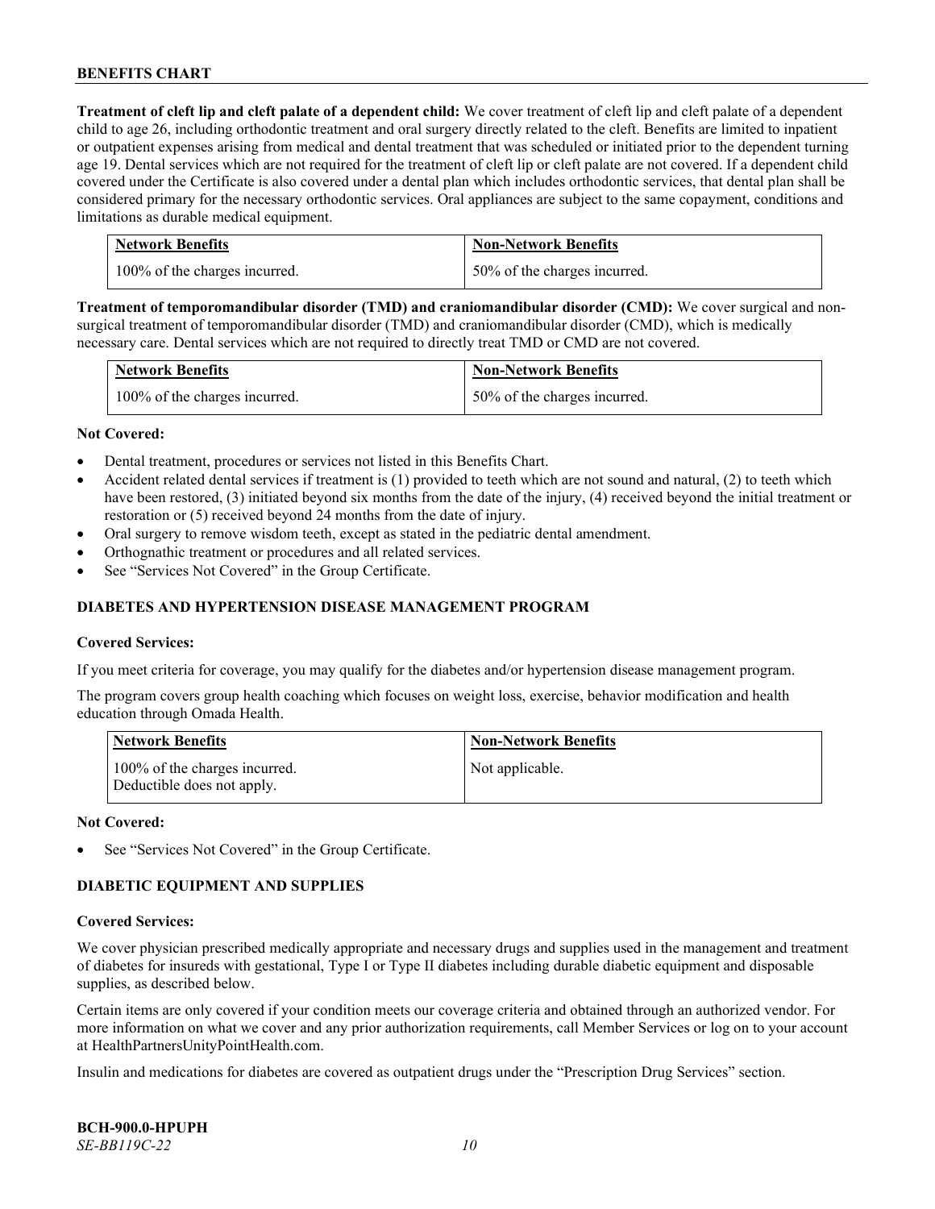**Treatment of cleft lip and cleft palate of a dependent child:** We cover treatment of cleft lip and cleft palate of a dependent child to age 26, including orthodontic treatment and oral surgery directly related to the cleft. Benefits are limited to inpatient or outpatient expenses arising from medical and dental treatment that was scheduled or initiated prior to the dependent turning age 19. Dental services which are not required for the treatment of cleft lip or cleft palate are not covered. If a dependent child covered under the Certificate is also covered under a dental plan which includes orthodontic services, that dental plan shall be considered primary for the necessary orthodontic services. Oral appliances are subject to the same copayment, conditions and limitations as durable medical equipment.

| Network Benefits | Non-Network Benefits |
|---|---|
| 100% of the charges incurred. | 50% of the charges incurred. |

**Treatment of temporomandibular disorder (TMD) and craniomandibular disorder (CMD):** We cover surgical and non-surgical treatment of temporomandibular disorder (TMD) and craniomandibular disorder (CMD), which is medically necessary care. Dental services which are not required to directly treat TMD or CMD are not covered.

| Network Benefits | Non-Network Benefits |
|---|---|
| 100% of the charges incurred. | 50% of the charges incurred. |

**Not Covered:**

- Dental treatment, procedures or services not listed in this Benefits Chart.
- Accident related dental services if treatment is (1) provided to teeth which are not sound and natural, (2) to teeth which have been restored, (3) initiated beyond six months from the date of the injury, (4) received beyond the initial treatment or restoration or (5) received beyond 24 months from the date of injury.
- Oral surgery to remove wisdom teeth, except as stated in the pediatric dental amendment.
- Orthognathic treatment or procedures and all related services.
- See "Services Not Covered" in the Group Certificate.

## DIABETES AND HYPERTENSION DISEASE MANAGEMENT PROGRAM

**Covered Services:**

If you meet criteria for coverage, you may qualify for the diabetes and/or hypertension disease management program.

The program covers group health coaching which focuses on weight loss, exercise, behavior modification and health education through Omada Health.

| Network Benefits | Non-Network Benefits |
|---|---|
| 100% of the charges incurred. Deductible does not apply. | Not applicable. |

**Not Covered:**

- See "Services Not Covered" in the Group Certificate.

## DIABETIC EQUIPMENT AND SUPPLIES

**Covered Services:**

We cover physician prescribed medically appropriate and necessary drugs and supplies used in the management and treatment of diabetes for insureds with gestational, Type I or Type II diabetes including durable diabetic equipment and disposable supplies, as described below.

Certain items are only covered if your condition meets our coverage criteria and obtained through an authorized vendor. For more information on what we cover and any prior authorization requirements, call Member Services or log on to your account at HealthPartnersUnityPointHealth.com.

Insulin and medications for diabetes are covered as outpatient drugs under the "Prescription Drug Services" section.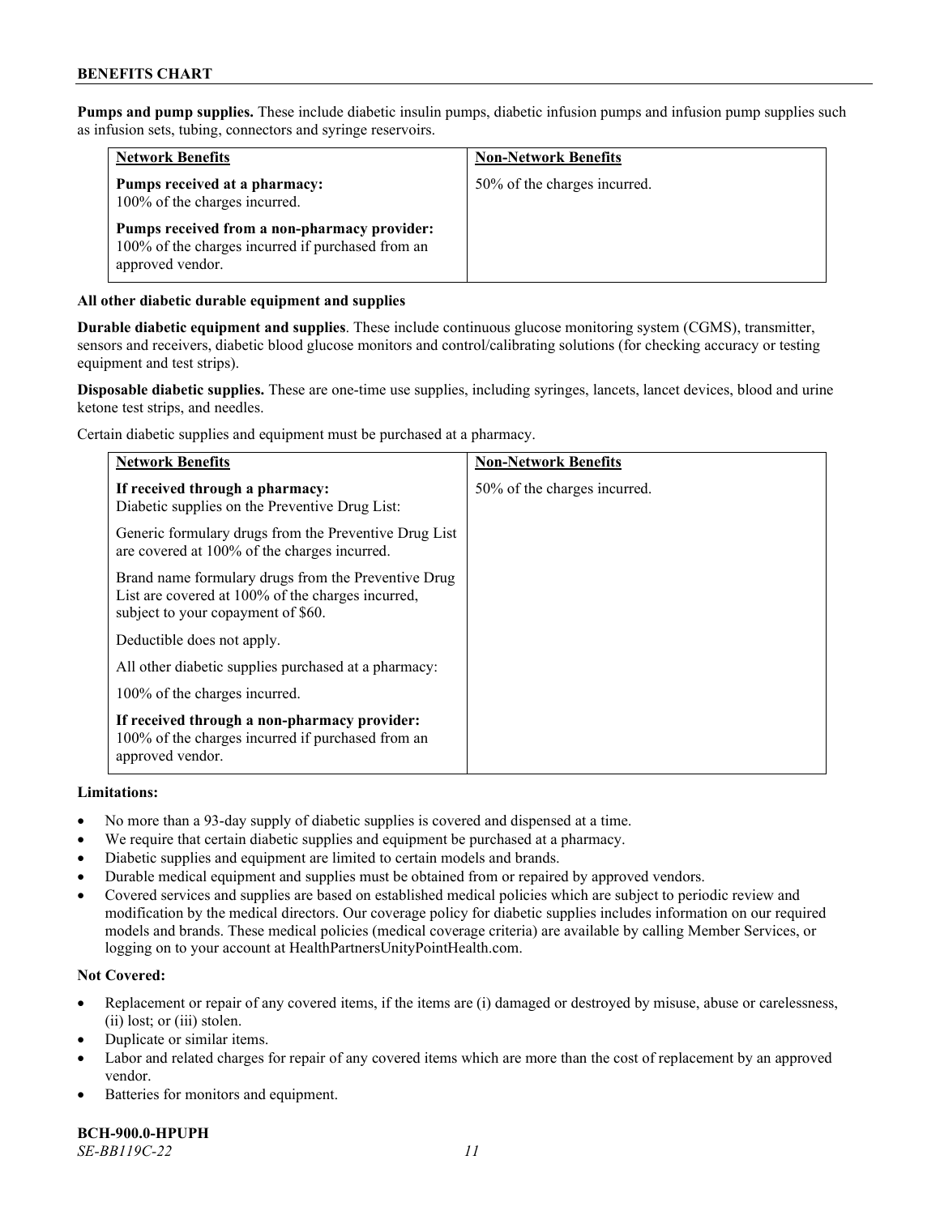**Pumps and pump supplies.** These include diabetic insulin pumps, diabetic infusion pumps and infusion pump supplies such as infusion sets, tubing, connectors and syringe reservoirs.

| Network Benefits | Non-Network Benefits |
|---|---|
| **Pumps received at a pharmacy:** 100% of the charges incurred.<br><br>**Pumps received from a non-pharmacy provider:** 100% of the charges incurred if purchased from an approved vendor. | 50% of the charges incurred. |

**All other diabetic durable equipment and supplies**

**Durable diabetic equipment and supplies**. These include continuous glucose monitoring system (CGMS), transmitter, sensors and receivers, diabetic blood glucose monitors and control/calibrating solutions (for checking accuracy or testing equipment and test strips).

**Disposable diabetic supplies.** These are one-time use supplies, including syringes, lancets, lancet devices, blood and urine ketone test strips, and needles.

Certain diabetic supplies and equipment must be purchased at a pharmacy.

| Network Benefits | Non-Network Benefits |
|---|---|
| **If received through a pharmacy:** Diabetic supplies on the Preventive Drug List:<br><br>Generic formulary drugs from the Preventive Drug List are covered at 100% of the charges incurred.<br><br>Brand name formulary drugs from the Preventive Drug List are covered at 100% of the charges incurred, subject to your copayment of $60.<br><br>Deductible does not apply.<br><br>All other diabetic supplies purchased at a pharmacy:<br><br>100% of the charges incurred.<br><br>**If received through a non-pharmacy provider:** 100% of the charges incurred if purchased from an approved vendor. | 50% of the charges incurred. |

**Limitations:**

- No more than a 93-day supply of diabetic supplies is covered and dispensed at a time.
- We require that certain diabetic supplies and equipment be purchased at a pharmacy.
- Diabetic supplies and equipment are limited to certain models and brands.
- Durable medical equipment and supplies must be obtained from or repaired by approved vendors.
- Covered services and supplies are based on established medical policies which are subject to periodic review and modification by the medical directors. Our coverage policy for diabetic supplies includes information on our required models and brands. These medical policies (medical coverage criteria) are available by calling Member Services, or logging on to your account at HealthPartnersUnityPointHealth.com.

**Not Covered:**

- Replacement or repair of any covered items, if the items are (i) damaged or destroyed by misuse, abuse or carelessness, (ii) lost; or (iii) stolen.
- Duplicate or similar items.
- Labor and related charges for repair of any covered items which are more than the cost of replacement by an approved vendor.
- Batteries for monitors and equipment.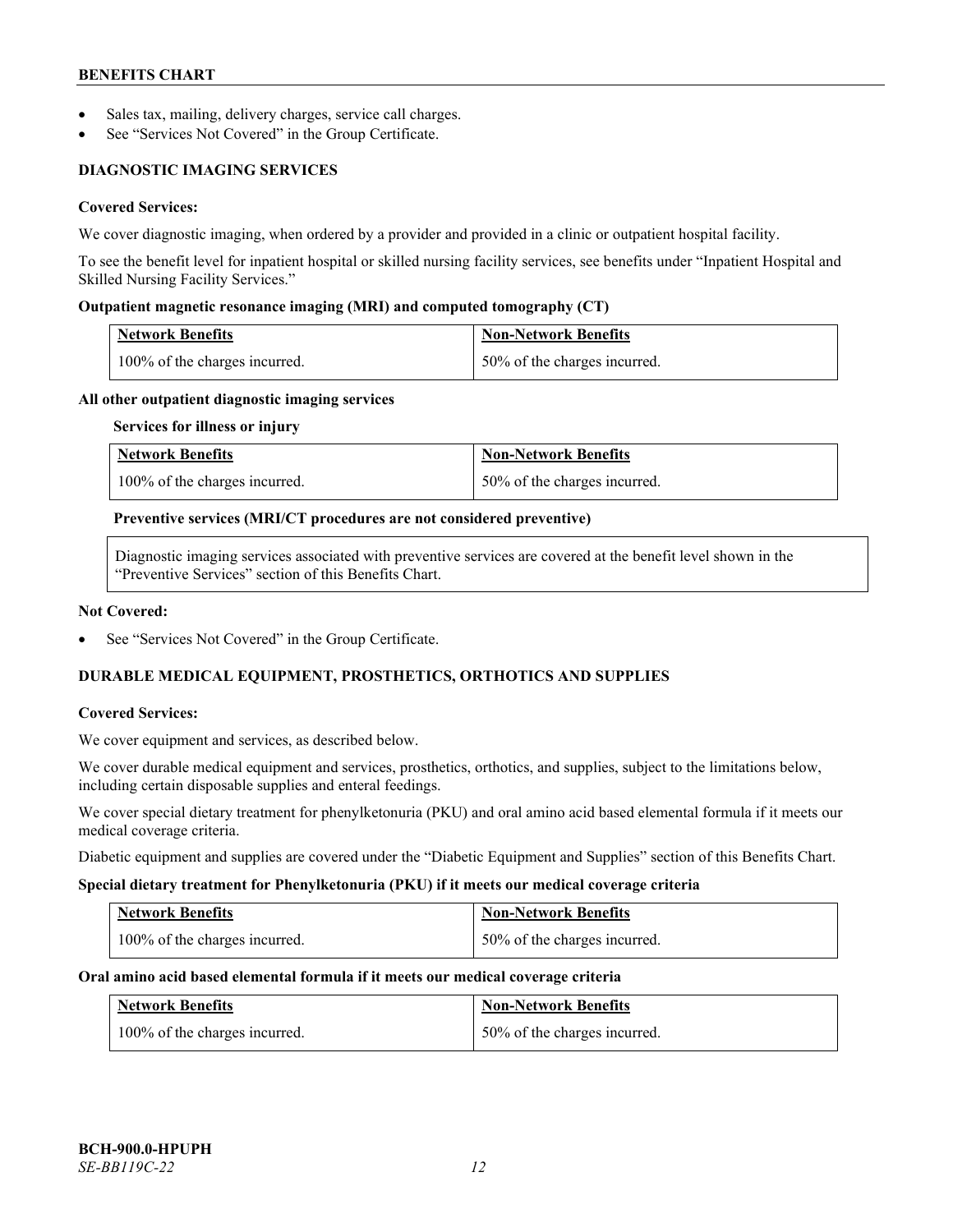- Sales tax, mailing, delivery charges, service call charges.
- See "Services Not Covered" in the Group Certificate.

### DIAGNOSTIC IMAGING SERVICES

**Covered Services:**

We cover diagnostic imaging, when ordered by a provider and provided in a clinic or outpatient hospital facility.

To see the benefit level for inpatient hospital or skilled nursing facility services, see benefits under "Inpatient Hospital and Skilled Nursing Facility Services."

**Outpatient magnetic resonance imaging (MRI) and computed tomography (CT)**

| Network Benefits | Non-Network Benefits |
|---|---|
| 100% of the charges incurred. | 50% of the charges incurred. |

**All other outpatient diagnostic imaging services**

**Services for illness or injury**

| Network Benefits | Non-Network Benefits |
|---|---|
| 100% of the charges incurred. | 50% of the charges incurred. |

**Preventive services (MRI/CT procedures are not considered preventive)**

Diagnostic imaging services associated with preventive services are covered at the benefit level shown in the "Preventive Services" section of this Benefits Chart.

**Not Covered:**

- See "Services Not Covered" in the Group Certificate.

### DURABLE MEDICAL EQUIPMENT, PROSTHETICS, ORTHOTICS AND SUPPLIES

**Covered Services:**

We cover equipment and services, as described below.

We cover durable medical equipment and services, prosthetics, orthotics, and supplies, subject to the limitations below, including certain disposable supplies and enteral feedings.

We cover special dietary treatment for phenylketonuria (PKU) and oral amino acid based elemental formula if it meets our medical coverage criteria.

Diabetic equipment and supplies are covered under the "Diabetic Equipment and Supplies" section of this Benefits Chart.

**Special dietary treatment for Phenylketonuria (PKU) if it meets our medical coverage criteria**

| Network Benefits | Non-Network Benefits |
|---|---|
| 100% of the charges incurred. | 50% of the charges incurred. |

**Oral amino acid based elemental formula if it meets our medical coverage criteria**

| Network Benefits | Non-Network Benefits |
|---|---|
| 100% of the charges incurred. | 50% of the charges incurred. |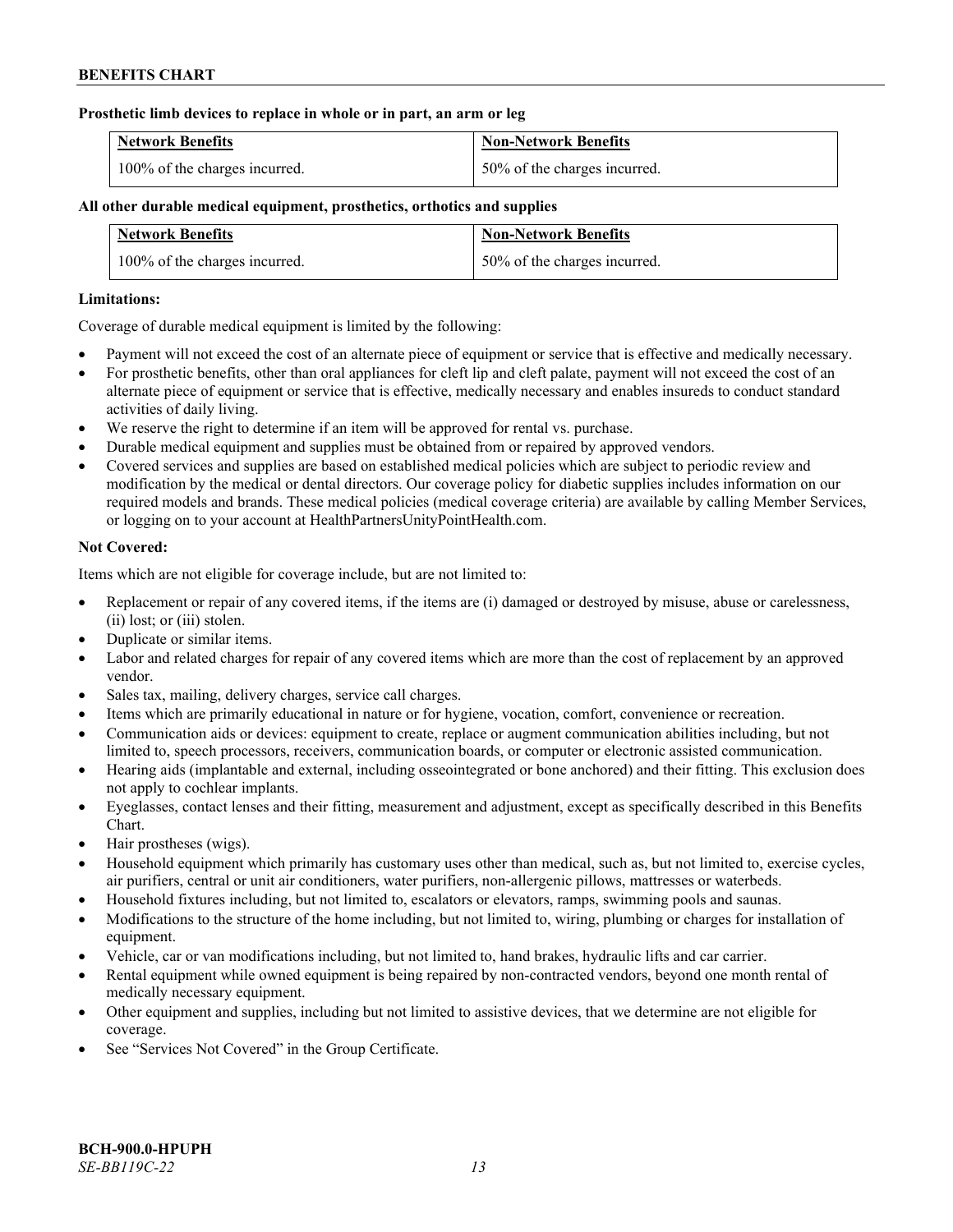**Prosthetic limb devices to replace in whole or in part, an arm or leg**

| Network Benefits | Non-Network Benefits |
|---|---|
| 100% of the charges incurred. | 50% of the charges incurred. |

**All other durable medical equipment, prosthetics, orthotics and supplies**

| Network Benefits | Non-Network Benefits |
|---|---|
| 100% of the charges incurred. | 50% of the charges incurred. |

**Limitations:**

Coverage of durable medical equipment is limited by the following:

- Payment will not exceed the cost of an alternate piece of equipment or service that is effective and medically necessary.
- For prosthetic benefits, other than oral appliances for cleft lip and cleft palate, payment will not exceed the cost of an alternate piece of equipment or service that is effective, medically necessary and enables insureds to conduct standard activities of daily living.
- We reserve the right to determine if an item will be approved for rental vs. purchase.
- Durable medical equipment and supplies must be obtained from or repaired by approved vendors.
- Covered services and supplies are based on established medical policies which are subject to periodic review and modification by the medical or dental directors. Our coverage policy for diabetic supplies includes information on our required models and brands. These medical policies (medical coverage criteria) are available by calling Member Services, or logging on to your account at HealthPartnersUnityPointHealth.com.

**Not Covered:**

Items which are not eligible for coverage include, but are not limited to:

- Replacement or repair of any covered items, if the items are (i) damaged or destroyed by misuse, abuse or carelessness, (ii) lost; or (iii) stolen.
- Duplicate or similar items.
- Labor and related charges for repair of any covered items which are more than the cost of replacement by an approved vendor.
- Sales tax, mailing, delivery charges, service call charges.
- Items which are primarily educational in nature or for hygiene, vocation, comfort, convenience or recreation.
- Communication aids or devices: equipment to create, replace or augment communication abilities including, but not limited to, speech processors, receivers, communication boards, or computer or electronic assisted communication.
- Hearing aids (implantable and external, including osseointegrated or bone anchored) and their fitting. This exclusion does not apply to cochlear implants.
- Eyeglasses, contact lenses and their fitting, measurement and adjustment, except as specifically described in this Benefits Chart.
- Hair prostheses (wigs).
- Household equipment which primarily has customary uses other than medical, such as, but not limited to, exercise cycles, air purifiers, central or unit air conditioners, water purifiers, non-allergenic pillows, mattresses or waterbeds.
- Household fixtures including, but not limited to, escalators or elevators, ramps, swimming pools and saunas.
- Modifications to the structure of the home including, but not limited to, wiring, plumbing or charges for installation of equipment.
- Vehicle, car or van modifications including, but not limited to, hand brakes, hydraulic lifts and car carrier.
- Rental equipment while owned equipment is being repaired by non-contracted vendors, beyond one month rental of medically necessary equipment.
- Other equipment and supplies, including but not limited to assistive devices, that we determine are not eligible for coverage.
- See "Services Not Covered" in the Group Certificate.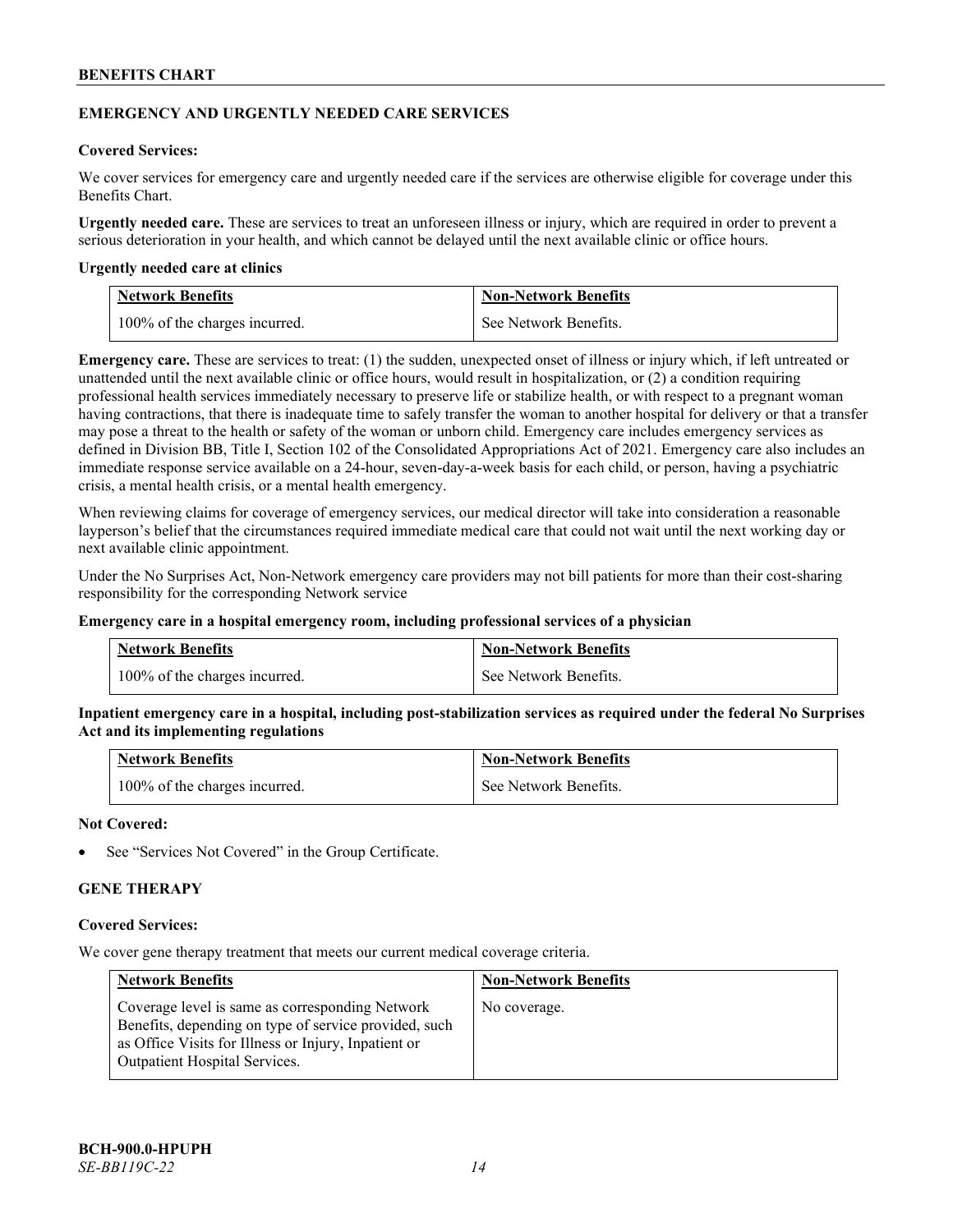## EMERGENCY AND URGENTLY NEEDED CARE SERVICES

**Covered Services:**

We cover services for emergency care and urgently needed care if the services are otherwise eligible for coverage under this Benefits Chart.

**Urgently needed care.** These are services to treat an unforeseen illness or injury, which are required in order to prevent a serious deterioration in your health, and which cannot be delayed until the next available clinic or office hours.

**Urgently needed care at clinics**

| Network Benefits | Non-Network Benefits |
|---|---|
| 100% of the charges incurred. | See Network Benefits. |

**Emergency care.** These are services to treat: (1) the sudden, unexpected onset of illness or injury which, if left untreated or unattended until the next available clinic or office hours, would result in hospitalization, or (2) a condition requiring professional health services immediately necessary to preserve life or stabilize health, or with respect to a pregnant woman having contractions, that there is inadequate time to safely transfer the woman to another hospital for delivery or that a transfer may pose a threat to the health or safety of the woman or unborn child. Emergency care includes emergency services as defined in Division BB, Title I, Section 102 of the Consolidated Appropriations Act of 2021. Emergency care also includes an immediate response service available on a 24-hour, seven-day-a-week basis for each child, or person, having a psychiatric crisis, a mental health crisis, or a mental health emergency.

When reviewing claims for coverage of emergency services, our medical director will take into consideration a reasonable layperson's belief that the circumstances required immediate medical care that could not wait until the next working day or next available clinic appointment.

Under the No Surprises Act, Non-Network emergency care providers may not bill patients for more than their cost-sharing responsibility for the corresponding Network service

**Emergency care in a hospital emergency room, including professional services of a physician**

| Network Benefits | Non-Network Benefits |
|---|---|
| 100% of the charges incurred. | See Network Benefits. |

**Inpatient emergency care in a hospital, including post-stabilization services as required under the federal No Surprises Act and its implementing regulations**

| Network Benefits | Non-Network Benefits |
|---|---|
| 100% of the charges incurred. | See Network Benefits. |

**Not Covered:**

- See "Services Not Covered" in the Group Certificate.

## GENE THERAPY

**Covered Services:**

We cover gene therapy treatment that meets our current medical coverage criteria.

| Network Benefits | Non-Network Benefits |
|---|---|
| Coverage level is same as corresponding Network Benefits, depending on type of service provided, such as Office Visits for Illness or Injury, Inpatient or Outpatient Hospital Services. | No coverage. |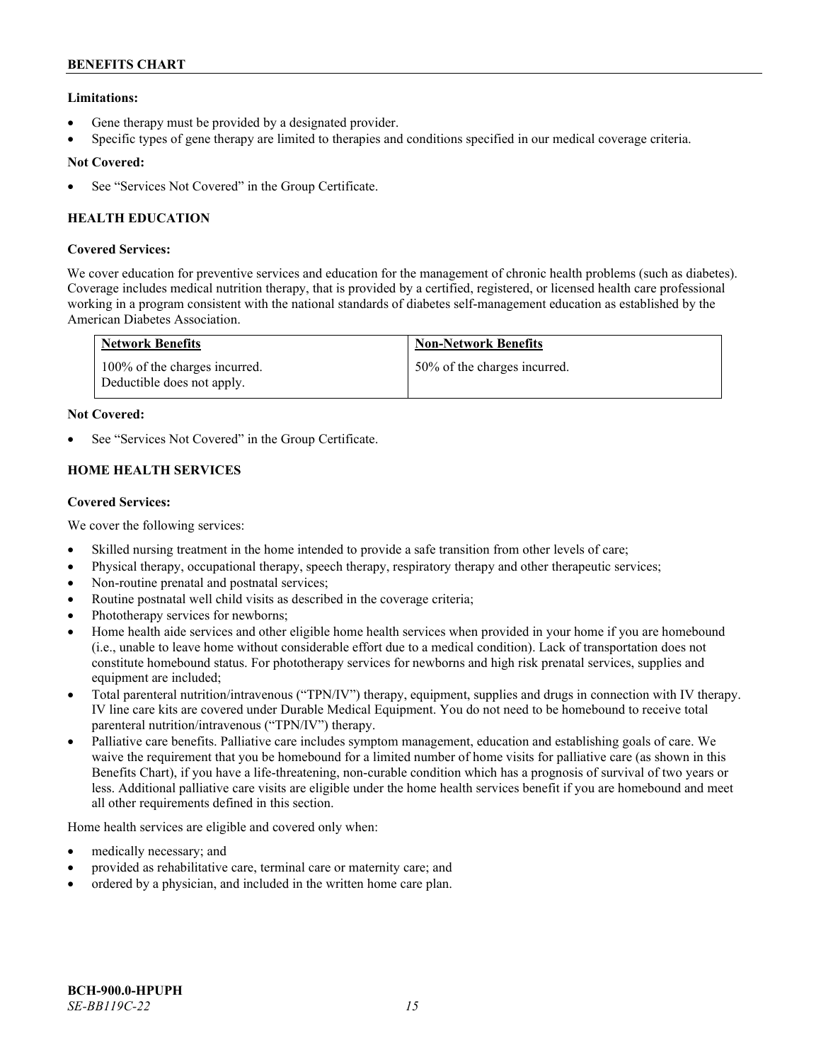**Limitations:**

- Gene therapy must be provided by a designated provider.
- Specific types of gene therapy are limited to therapies and conditions specified in our medical coverage criteria.

**Not Covered:**

- See "Services Not Covered" in the Group Certificate.

### HEALTH EDUCATION

**Covered Services:**

We cover education for preventive services and education for the management of chronic health problems (such as diabetes). Coverage includes medical nutrition therapy, that is provided by a certified, registered, or licensed health care professional working in a program consistent with the national standards of diabetes self-management education as established by the American Diabetes Association.

| Network Benefits | Non-Network Benefits |
|---|---|
| 100% of the charges incurred. Deductible does not apply. | 50% of the charges incurred. |

**Not Covered:**

- See "Services Not Covered" in the Group Certificate.

### HOME HEALTH SERVICES

**Covered Services:**

We cover the following services:

- Skilled nursing treatment in the home intended to provide a safe transition from other levels of care;
- Physical therapy, occupational therapy, speech therapy, respiratory therapy and other therapeutic services;
- Non-routine prenatal and postnatal services;
- Routine postnatal well child visits as described in the coverage criteria;
- Phototherapy services for newborns;
- Home health aide services and other eligible home health services when provided in your home if you are homebound (i.e., unable to leave home without considerable effort due to a medical condition). Lack of transportation does not constitute homebound status. For phototherapy services for newborns and high risk prenatal services, supplies and equipment are included;
- Total parenteral nutrition/intravenous ("TPN/IV") therapy, equipment, supplies and drugs in connection with IV therapy. IV line care kits are covered under Durable Medical Equipment. You do not need to be homebound to receive total parenteral nutrition/intravenous ("TPN/IV") therapy.
- Palliative care benefits. Palliative care includes symptom management, education and establishing goals of care. We waive the requirement that you be homebound for a limited number of home visits for palliative care (as shown in this Benefits Chart), if you have a life-threatening, non-curable condition which has a prognosis of survival of two years or less. Additional palliative care visits are eligible under the home health services benefit if you are homebound and meet all other requirements defined in this section.

Home health services are eligible and covered only when:

- medically necessary; and
- provided as rehabilitative care, terminal care or maternity care; and
- ordered by a physician, and included in the written home care plan.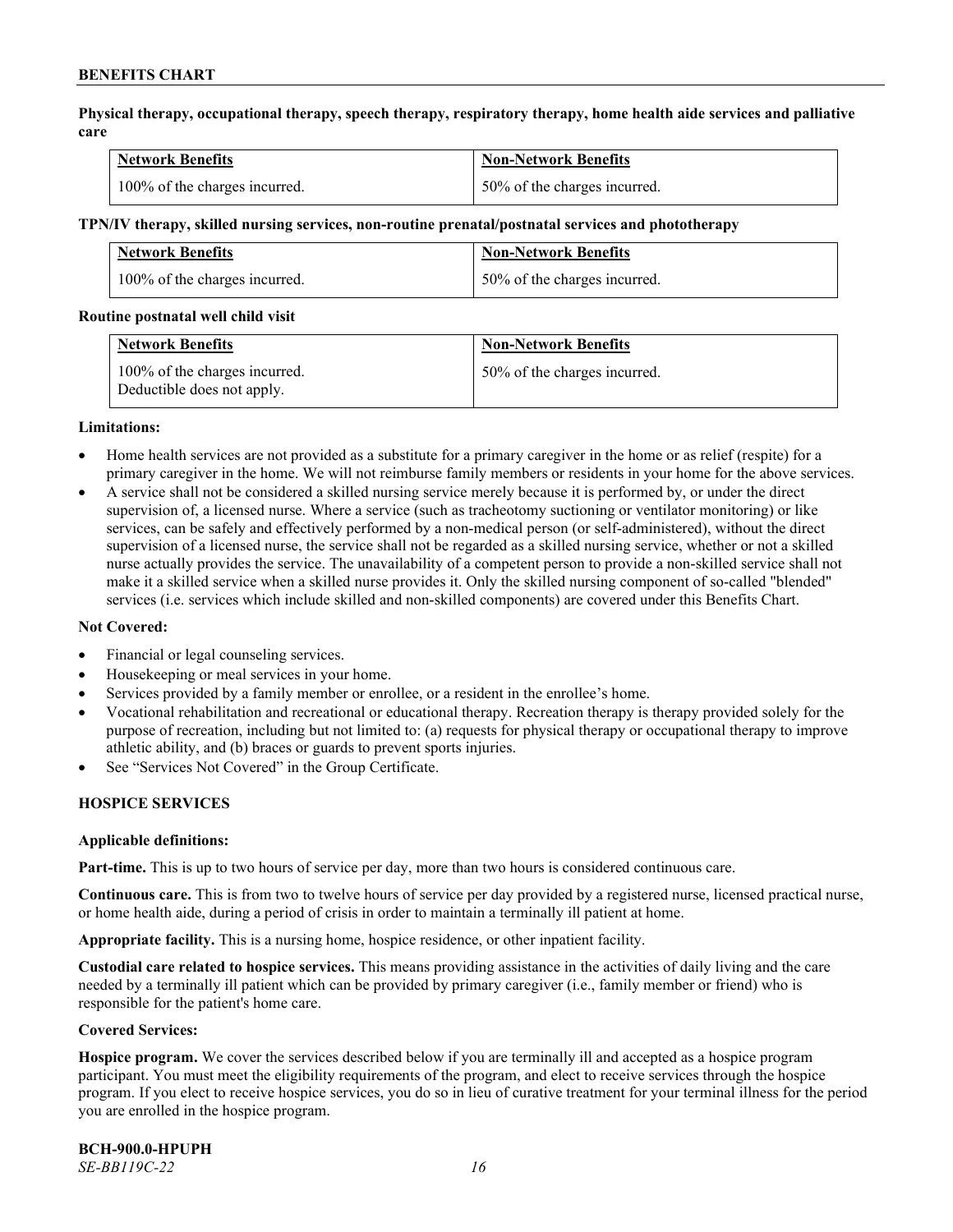**Physical therapy, occupational therapy, speech therapy, respiratory therapy, home health aide services and palliative care**

| Network Benefits | Non-Network Benefits |
|---|---|
| 100% of the charges incurred. | 50% of the charges incurred. |

**TPN/IV therapy, skilled nursing services, non-routine prenatal/postnatal services and phototherapy**

| Network Benefits | Non-Network Benefits |
|---|---|
| 100% of the charges incurred. | 50% of the charges incurred. |

**Routine postnatal well child visit**

| Network Benefits | Non-Network Benefits |
|---|---|
| 100% of the charges incurred. Deductible does not apply. | 50% of the charges incurred. |

**Limitations:**

- Home health services are not provided as a substitute for a primary caregiver in the home or as relief (respite) for a primary caregiver in the home. We will not reimburse family members or residents in your home for the above services.
- A service shall not be considered a skilled nursing service merely because it is performed by, or under the direct supervision of, a licensed nurse. Where a service (such as tracheotomy suctioning or ventilator monitoring) or like services, can be safely and effectively performed by a non-medical person (or self-administered), without the direct supervision of a licensed nurse, the service shall not be regarded as a skilled nursing service, whether or not a skilled nurse actually provides the service. The unavailability of a competent person to provide a non-skilled service shall not make it a skilled service when a skilled nurse provides it. Only the skilled nursing component of so-called "blended" services (i.e. services which include skilled and non-skilled components) are covered under this Benefits Chart.

**Not Covered:**

- Financial or legal counseling services.
- Housekeeping or meal services in your home.
- Services provided by a family member or enrollee, or a resident in the enrollee's home.
- Vocational rehabilitation and recreational or educational therapy. Recreation therapy is therapy provided solely for the purpose of recreation, including but not limited to: (a) requests for physical therapy or occupational therapy to improve athletic ability, and (b) braces or guards to prevent sports injuries.
- See "Services Not Covered" in the Group Certificate.

## HOSPICE SERVICES

**Applicable definitions:**

**Part-time.** This is up to two hours of service per day, more than two hours is considered continuous care.

**Continuous care.** This is from two to twelve hours of service per day provided by a registered nurse, licensed practical nurse, or home health aide, during a period of crisis in order to maintain a terminally ill patient at home.

**Appropriate facility.** This is a nursing home, hospice residence, or other inpatient facility.

**Custodial care related to hospice services.** This means providing assistance in the activities of daily living and the care needed by a terminally ill patient which can be provided by primary caregiver (i.e., family member or friend) who is responsible for the patient's home care.

**Covered Services:**

**Hospice program.** We cover the services described below if you are terminally ill and accepted as a hospice program participant. You must meet the eligibility requirements of the program, and elect to receive services through the hospice program. If you elect to receive hospice services, you do so in lieu of curative treatment for your terminal illness for the period you are enrolled in the hospice program.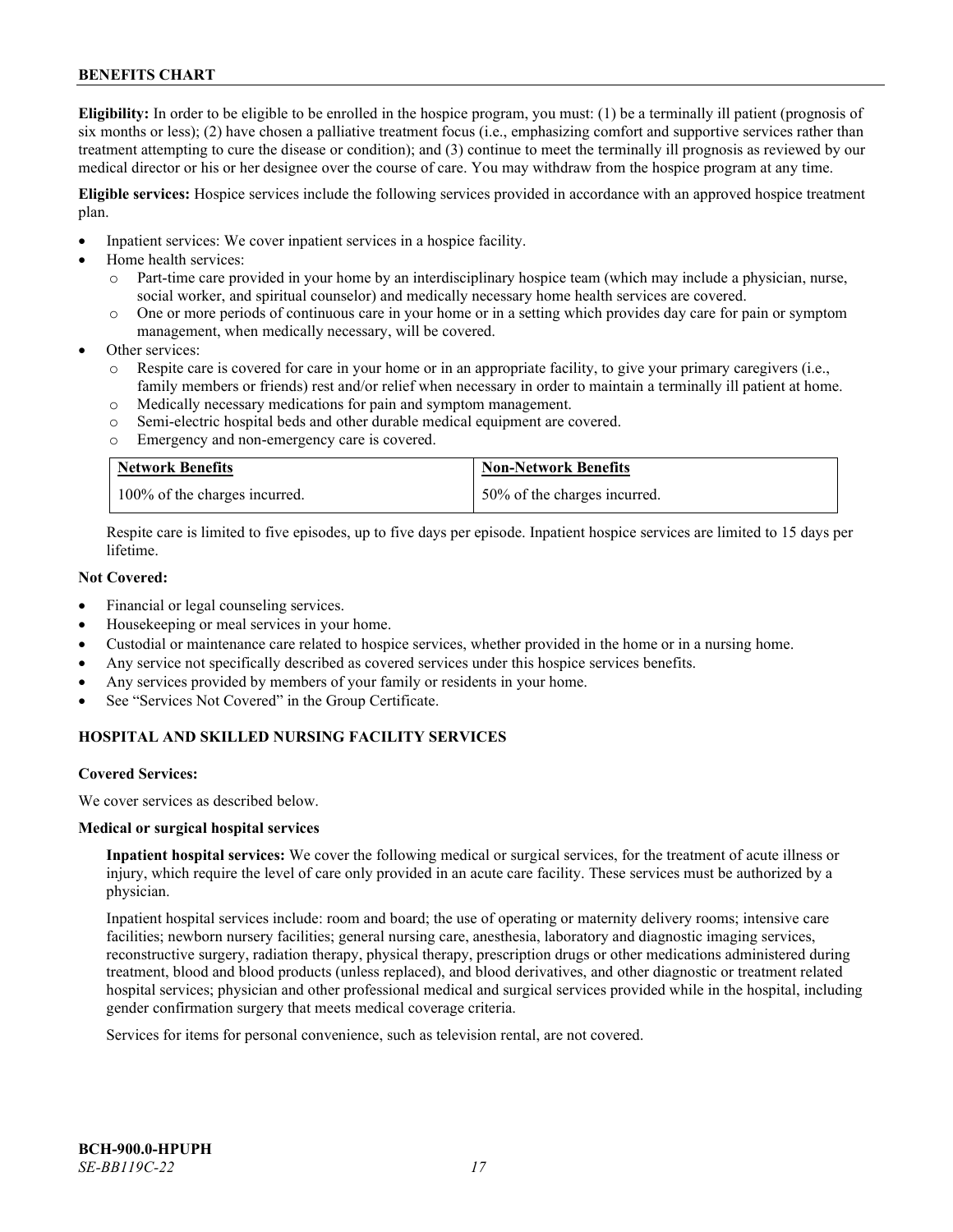**Eligibility:** In order to be eligible to be enrolled in the hospice program, you must: (1) be a terminally ill patient (prognosis of six months or less); (2) have chosen a palliative treatment focus (i.e., emphasizing comfort and supportive services rather than treatment attempting to cure the disease or condition); and (3) continue to meet the terminally ill prognosis as reviewed by our medical director or his or her designee over the course of care. You may withdraw from the hospice program at any time.

**Eligible services:** Hospice services include the following services provided in accordance with an approved hospice treatment plan.

- Inpatient services: We cover inpatient services in a hospice facility.
- Home health services:
  - Part-time care provided in your home by an interdisciplinary hospice team (which may include a physician, nurse, social worker, and spiritual counselor) and medically necessary home health services are covered.
  - One or more periods of continuous care in your home or in a setting which provides day care for pain or symptom management, when medically necessary, will be covered.
- Other services:
  - Respite care is covered for care in your home or in an appropriate facility, to give your primary caregivers (i.e., family members or friends) rest and/or relief when necessary in order to maintain a terminally ill patient at home.
  - Medically necessary medications for pain and symptom management.
  - Semi-electric hospital beds and other durable medical equipment are covered.
  - Emergency and non-emergency care is covered.

| Network Benefits | Non-Network Benefits |
|---|---|
| 100% of the charges incurred. | 50% of the charges incurred. |

Respite care is limited to five episodes, up to five days per episode. Inpatient hospice services are limited to 15 days per lifetime.

**Not Covered:**

- Financial or legal counseling services.
- Housekeeping or meal services in your home.
- Custodial or maintenance care related to hospice services, whether provided in the home or in a nursing home.
- Any service not specifically described as covered services under this hospice services benefits.
- Any services provided by members of your family or residents in your home.
- See "Services Not Covered" in the Group Certificate.

## HOSPITAL AND SKILLED NURSING FACILITY SERVICES

**Covered Services:**

We cover services as described below.

**Medical or surgical hospital services**

**Inpatient hospital services:** We cover the following medical or surgical services, for the treatment of acute illness or injury, which require the level of care only provided in an acute care facility. These services must be authorized by a physician.

Inpatient hospital services include: room and board; the use of operating or maternity delivery rooms; intensive care facilities; newborn nursery facilities; general nursing care, anesthesia, laboratory and diagnostic imaging services, reconstructive surgery, radiation therapy, physical therapy, prescription drugs or other medications administered during treatment, blood and blood products (unless replaced), and blood derivatives, and other diagnostic or treatment related hospital services; physician and other professional medical and surgical services provided while in the hospital, including gender confirmation surgery that meets medical coverage criteria.

Services for items for personal convenience, such as television rental, are not covered.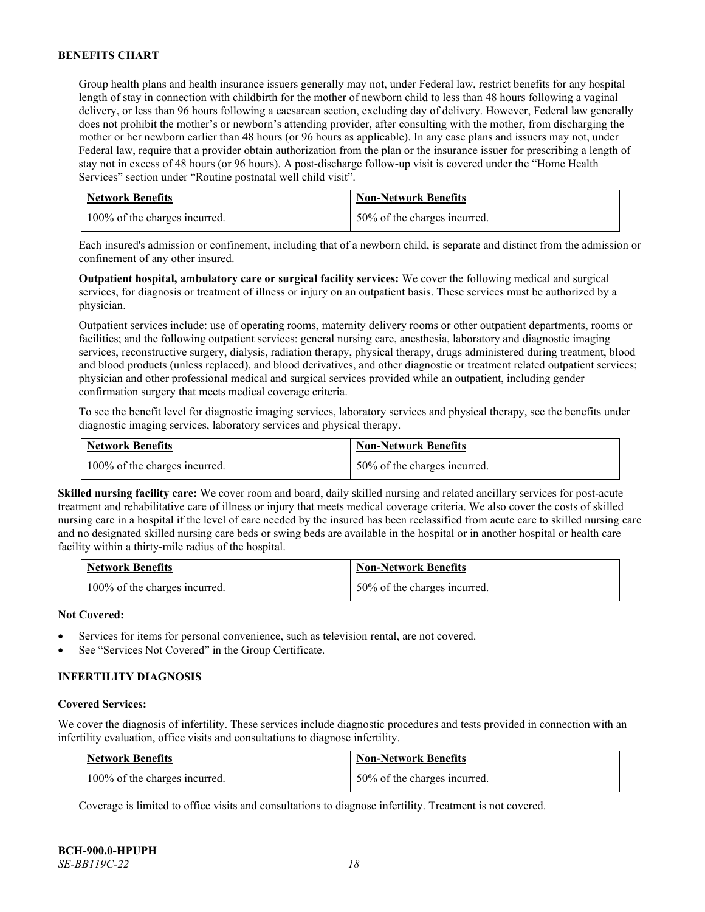Group health plans and health insurance issuers generally may not, under Federal law, restrict benefits for any hospital length of stay in connection with childbirth for the mother of newborn child to less than 48 hours following a vaginal delivery, or less than 96 hours following a caesarean section, excluding day of delivery. However, Federal law generally does not prohibit the mother's or newborn's attending provider, after consulting with the mother, from discharging the mother or her newborn earlier than 48 hours (or 96 hours as applicable). In any case plans and issuers may not, under Federal law, require that a provider obtain authorization from the plan or the insurance issuer for prescribing a length of stay not in excess of 48 hours (or 96 hours). A post-discharge follow-up visit is covered under the "Home Health Services" section under "Routine postnatal well child visit".

| Network Benefits | Non-Network Benefits |
|---|---|
| 100% of the charges incurred. | 50% of the charges incurred. |

Each insured's admission or confinement, including that of a newborn child, is separate and distinct from the admission or confinement of any other insured.

**Outpatient hospital, ambulatory care or surgical facility services:** We cover the following medical and surgical services, for diagnosis or treatment of illness or injury on an outpatient basis. These services must be authorized by a physician.

Outpatient services include: use of operating rooms, maternity delivery rooms or other outpatient departments, rooms or facilities; and the following outpatient services: general nursing care, anesthesia, laboratory and diagnostic imaging services, reconstructive surgery, dialysis, radiation therapy, physical therapy, drugs administered during treatment, blood and blood products (unless replaced), and blood derivatives, and other diagnostic or treatment related outpatient services; physician and other professional medical and surgical services provided while an outpatient, including gender confirmation surgery that meets medical coverage criteria.

To see the benefit level for diagnostic imaging services, laboratory services and physical therapy, see the benefits under diagnostic imaging services, laboratory services and physical therapy.

| Network Benefits | Non-Network Benefits |
|---|---|
| 100% of the charges incurred. | 50% of the charges incurred. |

**Skilled nursing facility care:** We cover room and board, daily skilled nursing and related ancillary services for post-acute treatment and rehabilitative care of illness or injury that meets medical coverage criteria. We also cover the costs of skilled nursing care in a hospital if the level of care needed by the insured has been reclassified from acute care to skilled nursing care and no designated skilled nursing care beds or swing beds are available in the hospital or in another hospital or health care facility within a thirty-mile radius of the hospital.

| Network Benefits | Non-Network Benefits |
|---|---|
| 100% of the charges incurred. | 50% of the charges incurred. |

**Not Covered:**

- Services for items for personal convenience, such as television rental, are not covered.
- See "Services Not Covered" in the Group Certificate.

## INFERTILITY DIAGNOSIS

**Covered Services:**

We cover the diagnosis of infertility. These services include diagnostic procedures and tests provided in connection with an infertility evaluation, office visits and consultations to diagnose infertility.

| Network Benefits | Non-Network Benefits |
|---|---|
| 100% of the charges incurred. | 50% of the charges incurred. |

Coverage is limited to office visits and consultations to diagnose infertility. Treatment is not covered.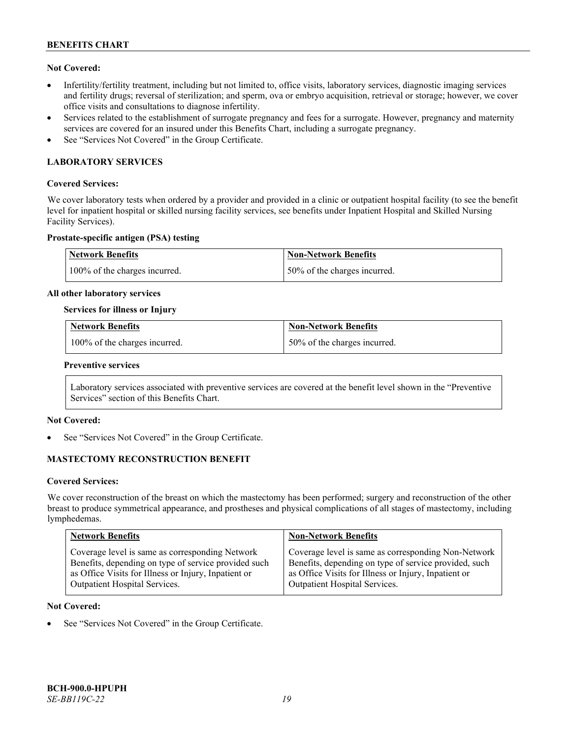**Not Covered:**

- Infertility/fertility treatment, including but not limited to, office visits, laboratory services, diagnostic imaging services and fertility drugs; reversal of sterilization; and sperm, ova or embryo acquisition, retrieval or storage; however, we cover office visits and consultations to diagnose infertility.
- Services related to the establishment of surrogate pregnancy and fees for a surrogate. However, pregnancy and maternity services are covered for an insured under this Benefits Chart, including a surrogate pregnancy.
- See "Services Not Covered" in the Group Certificate.

### LABORATORY SERVICES

**Covered Services:**

We cover laboratory tests when ordered by a provider and provided in a clinic or outpatient hospital facility (to see the benefit level for inpatient hospital or skilled nursing facility services, see benefits under Inpatient Hospital and Skilled Nursing Facility Services).

**Prostate-specific antigen (PSA) testing**

| Network Benefits | Non-Network Benefits |
|---|---|
| 100% of the charges incurred. | 50% of the charges incurred. |

**All other laboratory services**

**Services for illness or Injury**

| Network Benefits | Non-Network Benefits |
|---|---|
| 100% of the charges incurred. | 50% of the charges incurred. |

**Preventive services**

| Laboratory services associated with preventive services are covered at the benefit level shown in the "Preventive Services" section of this Benefits Chart. |
|---|

**Not Covered:**

- See "Services Not Covered" in the Group Certificate.

### MASTECTOMY RECONSTRUCTION BENEFIT

**Covered Services:**

We cover reconstruction of the breast on which the mastectomy has been performed; surgery and reconstruction of the other breast to produce symmetrical appearance, and prostheses and physical complications of all stages of mastectomy, including lymphedemas.

| Network Benefits | Non-Network Benefits |
|---|---|
| Coverage level is same as corresponding Network Benefits, depending on type of service provided such as Office Visits for Illness or Injury, Inpatient or Outpatient Hospital Services. | Coverage level is same as corresponding Non-Network Benefits, depending on type of service provided, such as Office Visits for Illness or Injury, Inpatient or Outpatient Hospital Services. |

**Not Covered:**

- See "Services Not Covered" in the Group Certificate.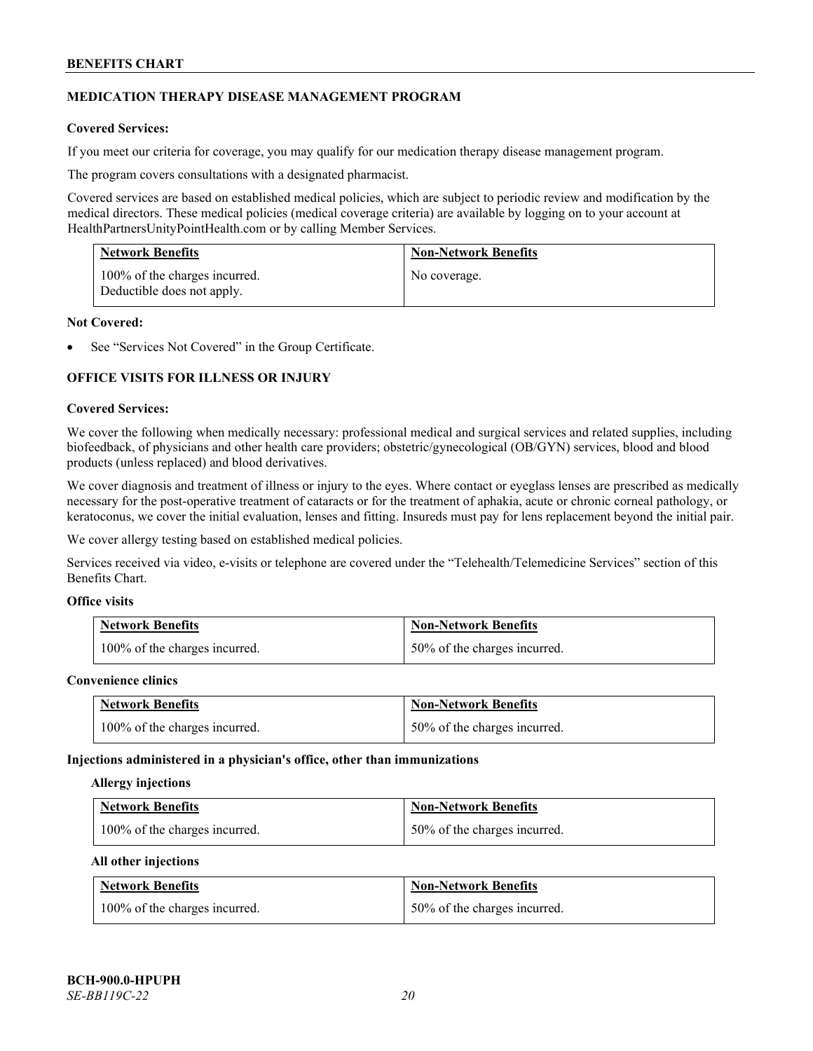## MEDICATION THERAPY DISEASE MANAGEMENT PROGRAM

**Covered Services:**

If you meet our criteria for coverage, you may qualify for our medication therapy disease management program.

The program covers consultations with a designated pharmacist.

Covered services are based on established medical policies, which are subject to periodic review and modification by the medical directors. These medical policies (medical coverage criteria) are available by logging on to your account at HealthPartnersUnityPointHealth.com or by calling Member Services.

| Network Benefits | Non-Network Benefits |
|---|---|
| 100% of the charges incurred. Deductible does not apply. | No coverage. |

**Not Covered:**

- See "Services Not Covered" in the Group Certificate.

## OFFICE VISITS FOR ILLNESS OR INJURY

**Covered Services:**

We cover the following when medically necessary: professional medical and surgical services and related supplies, including biofeedback, of physicians and other health care providers; obstetric/gynecological (OB/GYN) services, blood and blood products (unless replaced) and blood derivatives.

We cover diagnosis and treatment of illness or injury to the eyes. Where contact or eyeglass lenses are prescribed as medically necessary for the post-operative treatment of cataracts or for the treatment of aphakia, acute or chronic corneal pathology, or keratoconus, we cover the initial evaluation, lenses and fitting. Insureds must pay for lens replacement beyond the initial pair.

We cover allergy testing based on established medical policies.

Services received via video, e-visits or telephone are covered under the "Telehealth/Telemedicine Services" section of this Benefits Chart.

**Office visits**

| Network Benefits | Non-Network Benefits |
|---|---|
| 100% of the charges incurred. | 50% of the charges incurred. |

**Convenience clinics**

| Network Benefits | Non-Network Benefits |
|---|---|
| 100% of the charges incurred. | 50% of the charges incurred. |

**Injections administered in a physician's office, other than immunizations**

**Allergy injections**

| Network Benefits | Non-Network Benefits |
|---|---|
| 100% of the charges incurred. | 50% of the charges incurred. |

**All other injections**

| Network Benefits | Non-Network Benefits |
|---|---|
| 100% of the charges incurred. | 50% of the charges incurred. |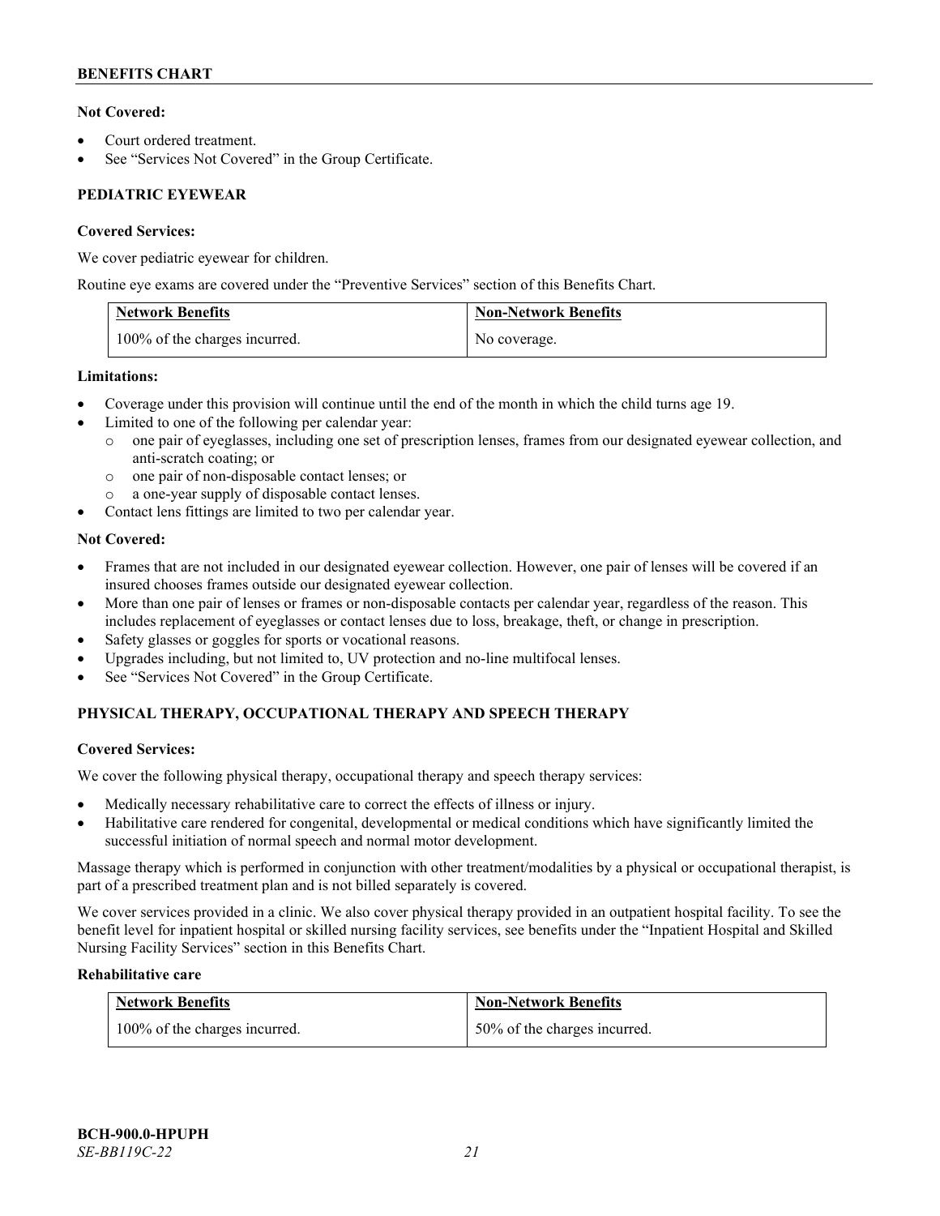**Not Covered:**

- Court ordered treatment.
- See "Services Not Covered" in the Group Certificate.

### PEDIATRIC EYEWEAR

**Covered Services:**

We cover pediatric eyewear for children.

Routine eye exams are covered under the "Preventive Services" section of this Benefits Chart.

| Network Benefits | Non-Network Benefits |
| --- | --- |
| 100% of the charges incurred. | No coverage. |

**Limitations:**

- Coverage under this provision will continue until the end of the month in which the child turns age 19.
- Limited to one of the following per calendar year:
  - one pair of eyeglasses, including one set of prescription lenses, frames from our designated eyewear collection, and anti-scratch coating; or
  - one pair of non-disposable contact lenses; or
  - a one-year supply of disposable contact lenses.
- Contact lens fittings are limited to two per calendar year.

**Not Covered:**

- Frames that are not included in our designated eyewear collection. However, one pair of lenses will be covered if an insured chooses frames outside our designated eyewear collection.
- More than one pair of lenses or frames or non-disposable contacts per calendar year, regardless of the reason. This includes replacement of eyeglasses or contact lenses due to loss, breakage, theft, or change in prescription.
- Safety glasses or goggles for sports or vocational reasons.
- Upgrades including, but not limited to, UV protection and no-line multifocal lenses.
- See "Services Not Covered" in the Group Certificate.

### PHYSICAL THERAPY, OCCUPATIONAL THERAPY AND SPEECH THERAPY

**Covered Services:**

We cover the following physical therapy, occupational therapy and speech therapy services:

- Medically necessary rehabilitative care to correct the effects of illness or injury.
- Habilitative care rendered for congenital, developmental or medical conditions which have significantly limited the successful initiation of normal speech and normal motor development.

Massage therapy which is performed in conjunction with other treatment/modalities by a physical or occupational therapist, is part of a prescribed treatment plan and is not billed separately is covered.

We cover services provided in a clinic. We also cover physical therapy provided in an outpatient hospital facility. To see the benefit level for inpatient hospital or skilled nursing facility services, see benefits under the "Inpatient Hospital and Skilled Nursing Facility Services" section in this Benefits Chart.

**Rehabilitative care**

| Network Benefits | Non-Network Benefits |
| --- | --- |
| 100% of the charges incurred. | 50% of the charges incurred. |

BCH-900.0-HPUPH
*SE-BB119C-22*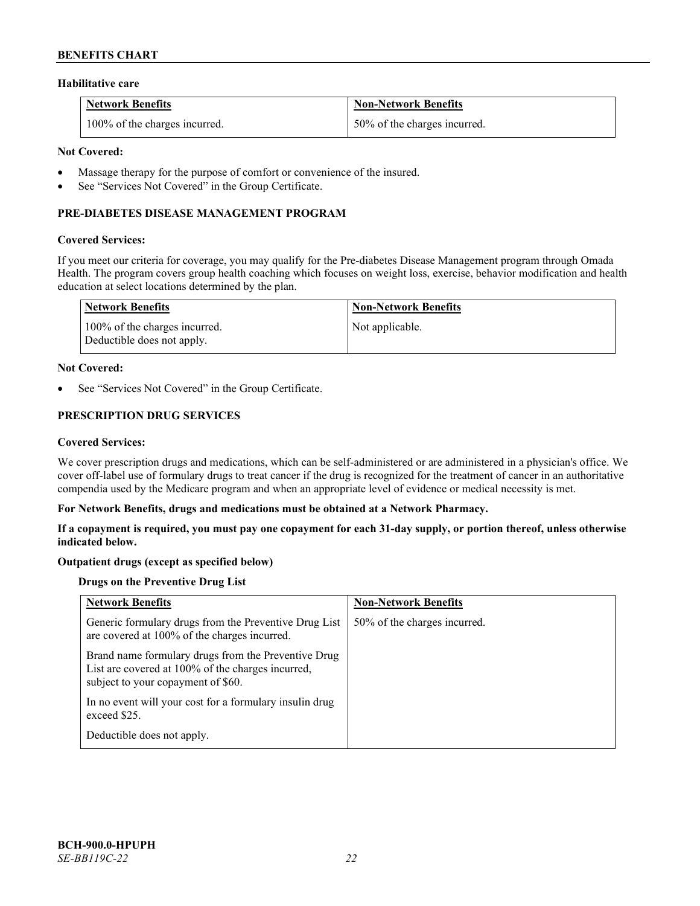**Habilitative care**

| Network Benefits | Non-Network Benefits |
| --- | --- |
| 100% of the charges incurred. | 50% of the charges incurred. |

**Not Covered:**

- Massage therapy for the purpose of comfort or convenience of the insured.
- See "Services Not Covered" in the Group Certificate.

### PRE-DIABETES DISEASE MANAGEMENT PROGRAM

**Covered Services:**

If you meet our criteria for coverage, you may qualify for the Pre-diabetes Disease Management program through Omada Health. The program covers group health coaching which focuses on weight loss, exercise, behavior modification and health education at select locations determined by the plan.

| Network Benefits | Non-Network Benefits |
| --- | --- |
| 100% of the charges incurred.<br>Deductible does not apply. | Not applicable. |

**Not Covered:**

- See "Services Not Covered" in the Group Certificate.

### PRESCRIPTION DRUG SERVICES

**Covered Services:**

We cover prescription drugs and medications, which can be self-administered or are administered in a physician's office. We cover off-label use of formulary drugs to treat cancer if the drug is recognized for the treatment of cancer in an authoritative compendia used by the Medicare program and when an appropriate level of evidence or medical necessity is met.

**For Network Benefits, drugs and medications must be obtained at a Network Pharmacy.**

**If a copayment is required, you must pay one copayment for each 31-day supply, or portion thereof, unless otherwise indicated below.**

**Outpatient drugs (except as specified below)**

**Drugs on the Preventive Drug List**

| Network Benefits | Non-Network Benefits |
| --- | --- |
| Generic formulary drugs from the Preventive Drug List are covered at 100% of the charges incurred.<br><br>Brand name formulary drugs from the Preventive Drug List are covered at 100% of the charges incurred, subject to your copayment of $60.<br><br>In no event will your cost for a formulary insulin drug exceed $25.<br><br>Deductible does not apply. | 50% of the charges incurred. |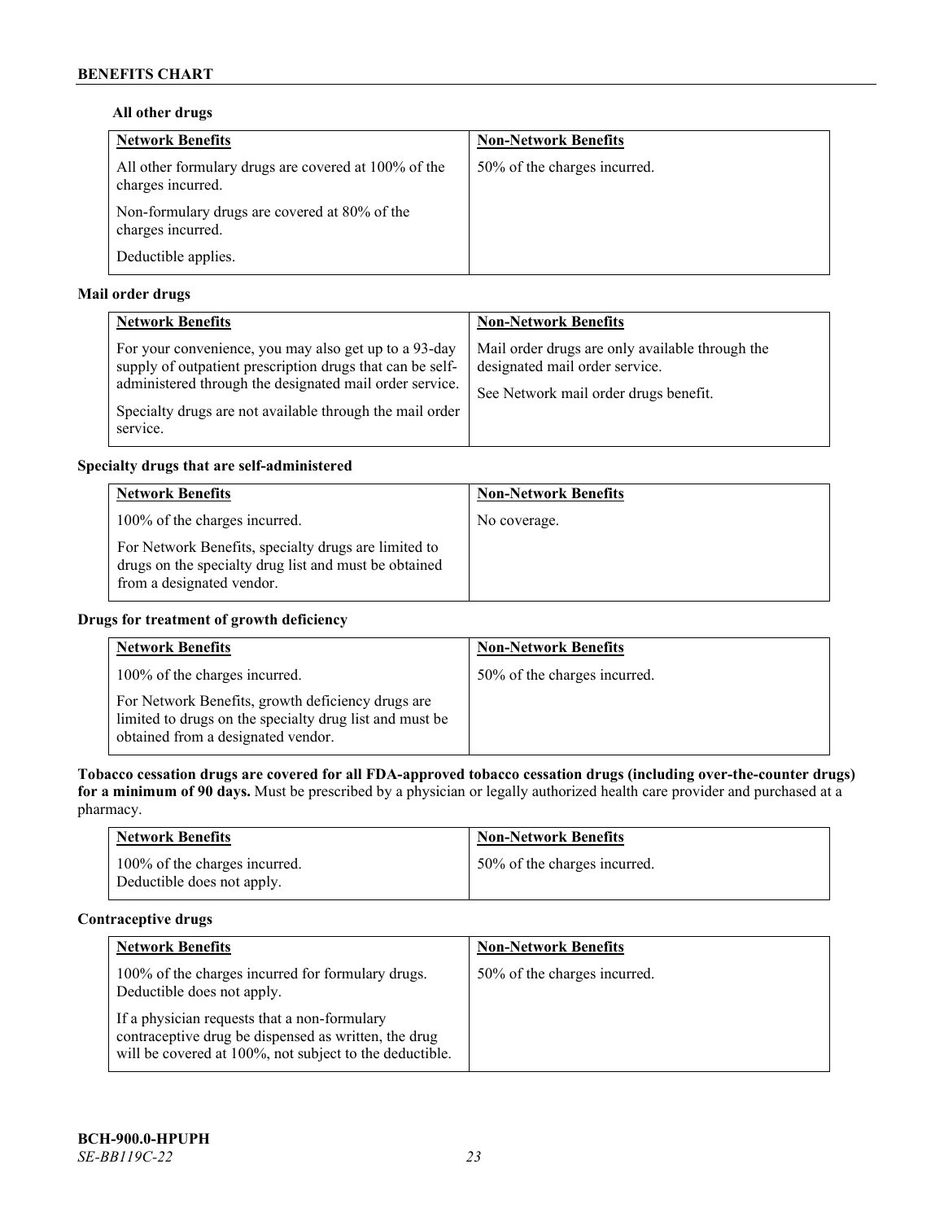**All other drugs**

| Network Benefits | Non-Network Benefits |
| --- | --- |
| All other formulary drugs are covered at 100% of the charges incurred.<br><br>Non-formulary drugs are covered at 80% of the charges incurred.<br><br>Deductible applies. | 50% of the charges incurred. |

**Mail order drugs**

| Network Benefits | Non-Network Benefits |
| --- | --- |
| For your convenience, you may also get up to a 93-day supply of outpatient prescription drugs that can be self-administered through the designated mail order service.<br><br>Specialty drugs are not available through the mail order service. | Mail order drugs are only available through the designated mail order service.<br><br>See Network mail order drugs benefit. |

**Specialty drugs that are self-administered**

| Network Benefits | Non-Network Benefits |
| --- | --- |
| 100% of the charges incurred.<br><br>For Network Benefits, specialty drugs are limited to drugs on the specialty drug list and must be obtained from a designated vendor. | No coverage. |

**Drugs for treatment of growth deficiency**

| Network Benefits | Non-Network Benefits |
| --- | --- |
| 100% of the charges incurred.<br><br>For Network Benefits, growth deficiency drugs are limited to drugs on the specialty drug list and must be obtained from a designated vendor. | 50% of the charges incurred. |

**Tobacco cessation drugs are covered for all FDA-approved tobacco cessation drugs (including over-the-counter drugs) for a minimum of 90 days.** Must be prescribed by a physician or legally authorized health care provider and purchased at a pharmacy.

| Network Benefits | Non-Network Benefits |
| --- | --- |
| 100% of the charges incurred.<br>Deductible does not apply. | 50% of the charges incurred. |

**Contraceptive drugs**

| Network Benefits | Non-Network Benefits |
| --- | --- |
| 100% of the charges incurred for formulary drugs. Deductible does not apply.<br><br>If a physician requests that a non-formulary contraceptive drug be dispensed as written, the drug will be covered at 100%, not subject to the deductible. | 50% of the charges incurred. |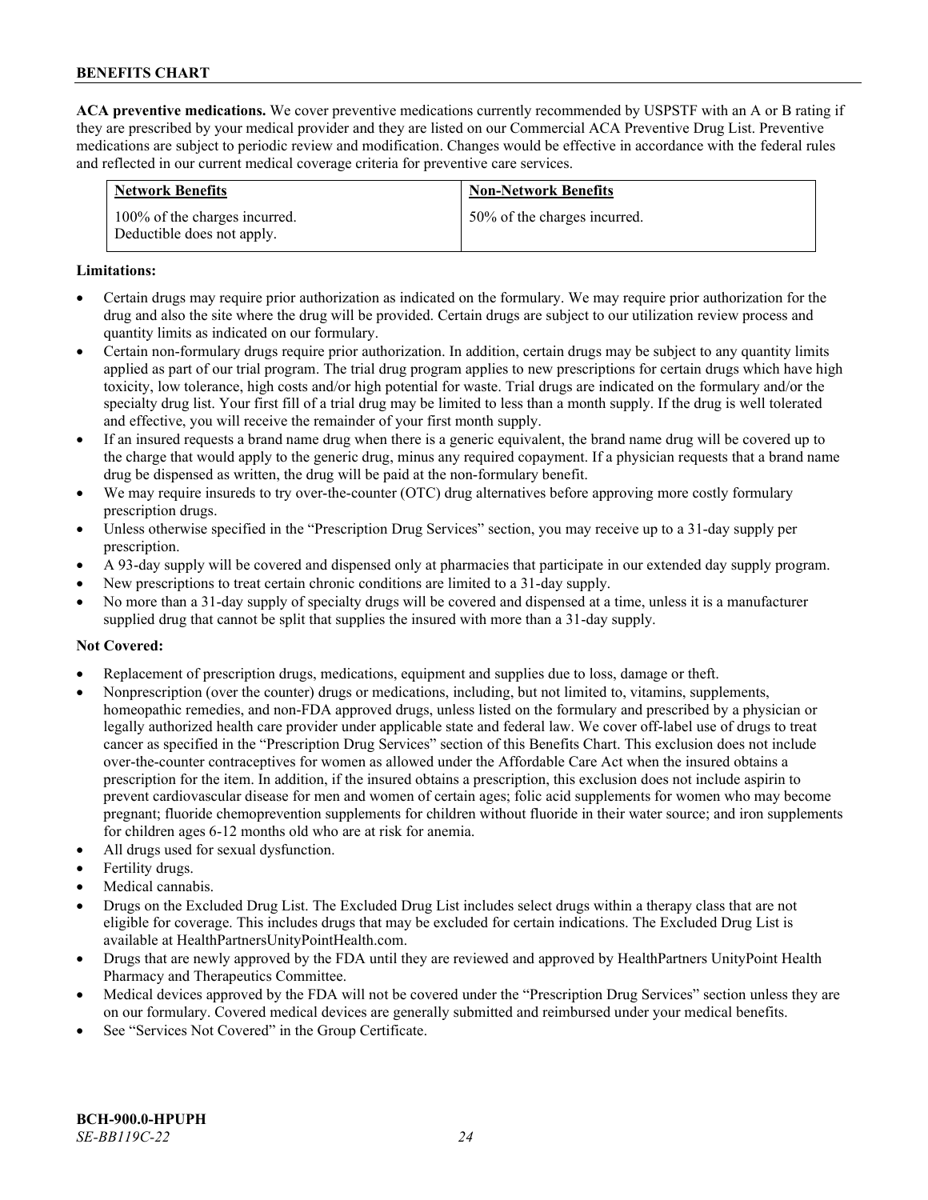**ACA preventive medications.** We cover preventive medications currently recommended by USPSTF with an A or B rating if they are prescribed by your medical provider and they are listed on our Commercial ACA Preventive Drug List. Preventive medications are subject to periodic review and modification. Changes would be effective in accordance with the federal rules and reflected in our current medical coverage criteria for preventive care services.

| Network Benefits | Non-Network Benefits |
|---|---|
| 100% of the charges incurred. Deductible does not apply. | 50% of the charges incurred. |

**Limitations:**

- Certain drugs may require prior authorization as indicated on the formulary. We may require prior authorization for the drug and also the site where the drug will be provided. Certain drugs are subject to our utilization review process and quantity limits as indicated on our formulary.
- Certain non-formulary drugs require prior authorization. In addition, certain drugs may be subject to any quantity limits applied as part of our trial program. The trial drug program applies to new prescriptions for certain drugs which have high toxicity, low tolerance, high costs and/or high potential for waste. Trial drugs are indicated on the formulary and/or the specialty drug list. Your first fill of a trial drug may be limited to less than a month supply. If the drug is well tolerated and effective, you will receive the remainder of your first month supply.
- If an insured requests a brand name drug when there is a generic equivalent, the brand name drug will be covered up to the charge that would apply to the generic drug, minus any required copayment. If a physician requests that a brand name drug be dispensed as written, the drug will be paid at the non-formulary benefit.
- We may require insureds to try over-the-counter (OTC) drug alternatives before approving more costly formulary prescription drugs.
- Unless otherwise specified in the "Prescription Drug Services" section, you may receive up to a 31-day supply per prescription.
- A 93-day supply will be covered and dispensed only at pharmacies that participate in our extended day supply program.
- New prescriptions to treat certain chronic conditions are limited to a 31-day supply.
- No more than a 31-day supply of specialty drugs will be covered and dispensed at a time, unless it is a manufacturer supplied drug that cannot be split that supplies the insured with more than a 31-day supply.

**Not Covered:**

- Replacement of prescription drugs, medications, equipment and supplies due to loss, damage or theft.
- Nonprescription (over the counter) drugs or medications, including, but not limited to, vitamins, supplements, homeopathic remedies, and non-FDA approved drugs, unless listed on the formulary and prescribed by a physician or legally authorized health care provider under applicable state and federal law. We cover off-label use of drugs to treat cancer as specified in the "Prescription Drug Services" section of this Benefits Chart. This exclusion does not include over-the-counter contraceptives for women as allowed under the Affordable Care Act when the insured obtains a prescription for the item. In addition, if the insured obtains a prescription, this exclusion does not include aspirin to prevent cardiovascular disease for men and women of certain ages; folic acid supplements for women who may become pregnant; fluoride chemoprevention supplements for children without fluoride in their water source; and iron supplements for children ages 6-12 months old who are at risk for anemia.
- All drugs used for sexual dysfunction.
- Fertility drugs.
- Medical cannabis.
- Drugs on the Excluded Drug List. The Excluded Drug List includes select drugs within a therapy class that are not eligible for coverage. This includes drugs that may be excluded for certain indications. The Excluded Drug List is available at HealthPartnersUnityPointHealth.com.
- Drugs that are newly approved by the FDA until they are reviewed and approved by HealthPartners UnityPoint Health Pharmacy and Therapeutics Committee.
- Medical devices approved by the FDA will not be covered under the "Prescription Drug Services" section unless they are on our formulary. Covered medical devices are generally submitted and reimbursed under your medical benefits.
- See "Services Not Covered" in the Group Certificate.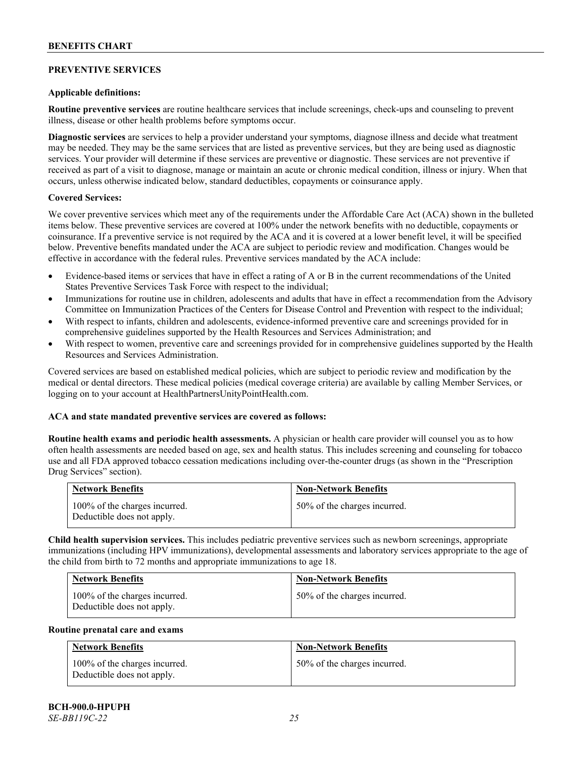## PREVENTIVE SERVICES

**Applicable definitions:**

**Routine preventive services** are routine healthcare services that include screenings, check-ups and counseling to prevent illness, disease or other health problems before symptoms occur.

**Diagnostic services** are services to help a provider understand your symptoms, diagnose illness and decide what treatment may be needed. They may be the same services that are listed as preventive services, but they are being used as diagnostic services. Your provider will determine if these services are preventive or diagnostic. These services are not preventive if received as part of a visit to diagnose, manage or maintain an acute or chronic medical condition, illness or injury. When that occurs, unless otherwise indicated below, standard deductibles, copayments or coinsurance apply.

**Covered Services:**

We cover preventive services which meet any of the requirements under the Affordable Care Act (ACA) shown in the bulleted items below. These preventive services are covered at 100% under the network benefits with no deductible, copayments or coinsurance. If a preventive service is not required by the ACA and it is covered at a lower benefit level, it will be specified below. Preventive benefits mandated under the ACA are subject to periodic review and modification. Changes would be effective in accordance with the federal rules. Preventive services mandated by the ACA include:

- Evidence-based items or services that have in effect a rating of A or B in the current recommendations of the United States Preventive Services Task Force with respect to the individual;
- Immunizations for routine use in children, adolescents and adults that have in effect a recommendation from the Advisory Committee on Immunization Practices of the Centers for Disease Control and Prevention with respect to the individual;
- With respect to infants, children and adolescents, evidence-informed preventive care and screenings provided for in comprehensive guidelines supported by the Health Resources and Services Administration; and
- With respect to women, preventive care and screenings provided for in comprehensive guidelines supported by the Health Resources and Services Administration.

Covered services are based on established medical policies, which are subject to periodic review and modification by the medical or dental directors. These medical policies (medical coverage criteria) are available by calling Member Services, or logging on to your account at HealthPartnersUnityPointHealth.com.

**ACA and state mandated preventive services are covered as follows:**

**Routine health exams and periodic health assessments.** A physician or health care provider will counsel you as to how often health assessments are needed based on age, sex and health status. This includes screening and counseling for tobacco use and all FDA approved tobacco cessation medications including over-the-counter drugs (as shown in the "Prescription Drug Services" section).

| Network Benefits | Non-Network Benefits |
|---|---|
| 100% of the charges incurred. Deductible does not apply. | 50% of the charges incurred. |

**Child health supervision services.** This includes pediatric preventive services such as newborn screenings, appropriate immunizations (including HPV immunizations), developmental assessments and laboratory services appropriate to the age of the child from birth to 72 months and appropriate immunizations to age 18.

| Network Benefits | Non-Network Benefits |
|---|---|
| 100% of the charges incurred. Deductible does not apply. | 50% of the charges incurred. |

**Routine prenatal care and exams**

| Network Benefits | Non-Network Benefits |
|---|---|
| 100% of the charges incurred. Deductible does not apply. | 50% of the charges incurred. |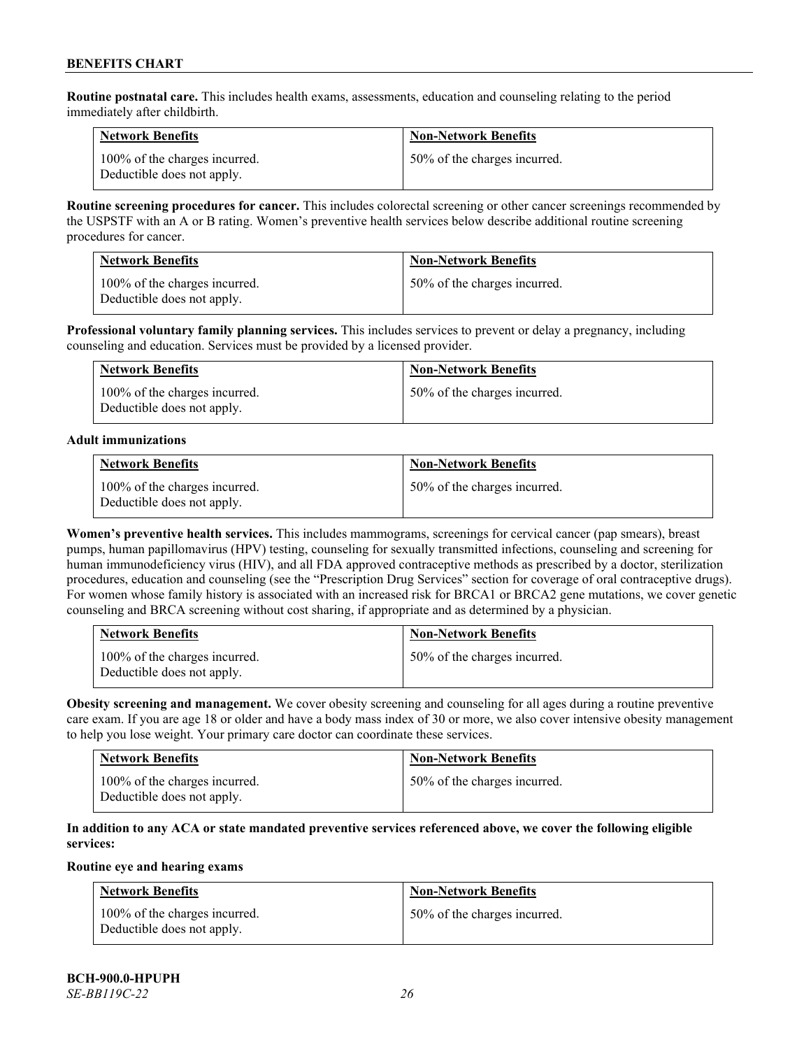**Routine postnatal care.** This includes health exams, assessments, education and counseling relating to the period immediately after childbirth.

| Network Benefits | Non-Network Benefits |
|---|---|
| 100% of the charges incurred. Deductible does not apply. | 50% of the charges incurred. |

**Routine screening procedures for cancer.** This includes colorectal screening or other cancer screenings recommended by the USPSTF with an A or B rating. Women's preventive health services below describe additional routine screening procedures for cancer.

| Network Benefits | Non-Network Benefits |
|---|---|
| 100% of the charges incurred. Deductible does not apply. | 50% of the charges incurred. |

**Professional voluntary family planning services.** This includes services to prevent or delay a pregnancy, including counseling and education. Services must be provided by a licensed provider.

| Network Benefits | Non-Network Benefits |
|---|---|
| 100% of the charges incurred. Deductible does not apply. | 50% of the charges incurred. |

**Adult immunizations**

| Network Benefits | Non-Network Benefits |
|---|---|
| 100% of the charges incurred. Deductible does not apply. | 50% of the charges incurred. |

**Women's preventive health services.** This includes mammograms, screenings for cervical cancer (pap smears), breast pumps, human papillomavirus (HPV) testing, counseling for sexually transmitted infections, counseling and screening for human immunodeficiency virus (HIV), and all FDA approved contraceptive methods as prescribed by a doctor, sterilization procedures, education and counseling (see the "Prescription Drug Services" section for coverage of oral contraceptive drugs). For women whose family history is associated with an increased risk for BRCA1 or BRCA2 gene mutations, we cover genetic counseling and BRCA screening without cost sharing, if appropriate and as determined by a physician.

| Network Benefits | Non-Network Benefits |
|---|---|
| 100% of the charges incurred. Deductible does not apply. | 50% of the charges incurred. |

**Obesity screening and management.** We cover obesity screening and counseling for all ages during a routine preventive care exam. If you are age 18 or older and have a body mass index of 30 or more, we also cover intensive obesity management to help you lose weight. Your primary care doctor can coordinate these services.

| Network Benefits | Non-Network Benefits |
|---|---|
| 100% of the charges incurred. Deductible does not apply. | 50% of the charges incurred. |

**In addition to any ACA or state mandated preventive services referenced above, we cover the following eligible services:**

**Routine eye and hearing exams**

| Network Benefits | Non-Network Benefits |
|---|---|
| 100% of the charges incurred. Deductible does not apply. | 50% of the charges incurred. |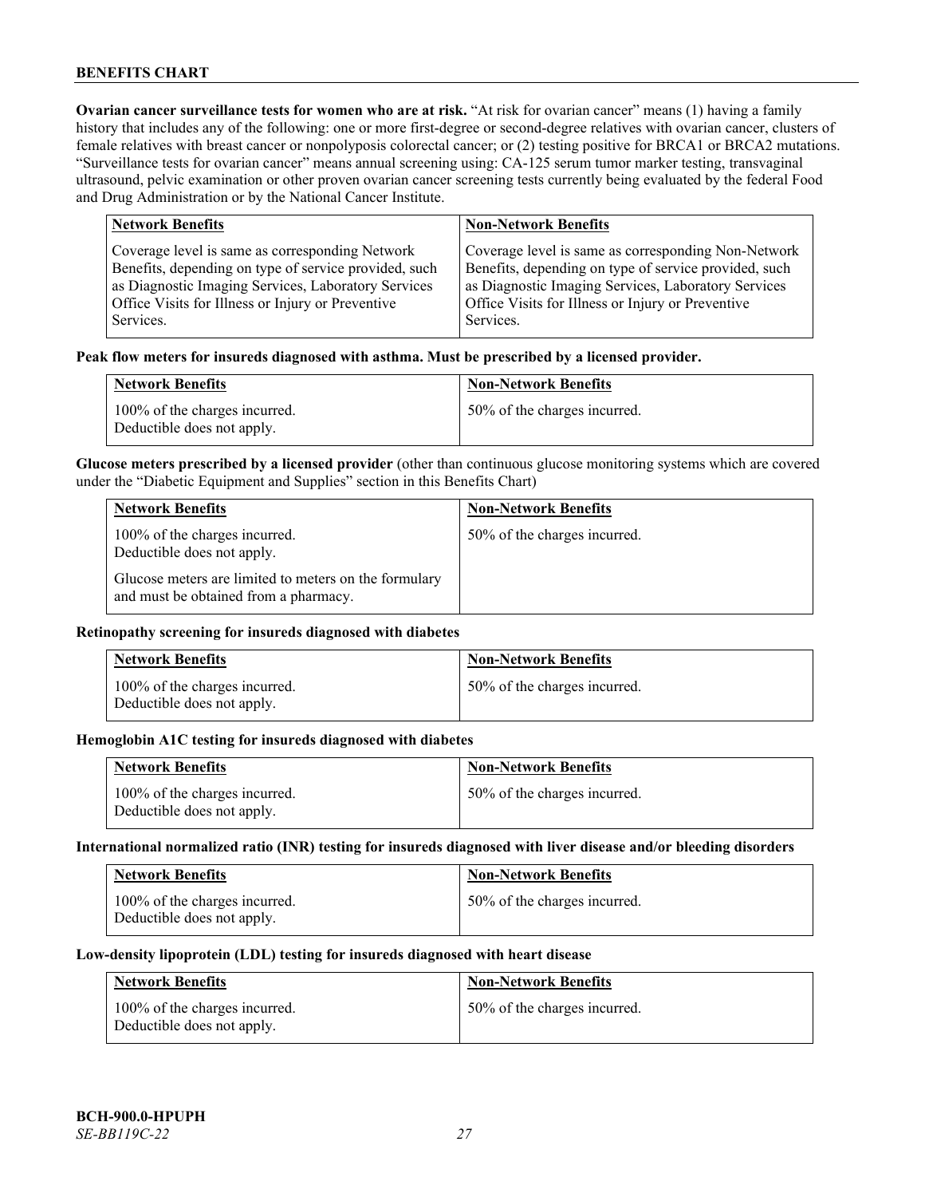**Ovarian cancer surveillance tests for women who are at risk.** "At risk for ovarian cancer" means (1) having a family history that includes any of the following: one or more first-degree or second-degree relatives with ovarian cancer, clusters of female relatives with breast cancer or nonpolyposis colorectal cancer; or (2) testing positive for BRCA1 or BRCA2 mutations. "Surveillance tests for ovarian cancer" means annual screening using: CA-125 serum tumor marker testing, transvaginal ultrasound, pelvic examination or other proven ovarian cancer screening tests currently being evaluated by the federal Food and Drug Administration or by the National Cancer Institute.

| Network Benefits | Non-Network Benefits |
|---|---|
| Coverage level is same as corresponding Network Benefits, depending on type of service provided, such as Diagnostic Imaging Services, Laboratory Services Office Visits for Illness or Injury or Preventive Services. | Coverage level is same as corresponding Non-Network Benefits, depending on type of service provided, such as Diagnostic Imaging Services, Laboratory Services Office Visits for Illness or Injury or Preventive Services. |

**Peak flow meters for insureds diagnosed with asthma. Must be prescribed by a licensed provider.**

| Network Benefits | Non-Network Benefits |
|---|---|
| 100% of the charges incurred. Deductible does not apply. | 50% of the charges incurred. |

**Glucose meters prescribed by a licensed provider** (other than continuous glucose monitoring systems which are covered under the "Diabetic Equipment and Supplies" section in this Benefits Chart)

| Network Benefits | Non-Network Benefits |
|---|---|
| 100% of the charges incurred. Deductible does not apply.<br><br>Glucose meters are limited to meters on the formulary and must be obtained from a pharmacy. | 50% of the charges incurred. |

**Retinopathy screening for insureds diagnosed with diabetes**

| Network Benefits | Non-Network Benefits |
|---|---|
| 100% of the charges incurred. Deductible does not apply. | 50% of the charges incurred. |

**Hemoglobin A1C testing for insureds diagnosed with diabetes**

| Network Benefits | Non-Network Benefits |
|---|---|
| 100% of the charges incurred. Deductible does not apply. | 50% of the charges incurred. |

**International normalized ratio (INR) testing for insureds diagnosed with liver disease and/or bleeding disorders**

| Network Benefits | Non-Network Benefits |
|---|---|
| 100% of the charges incurred. Deductible does not apply. | 50% of the charges incurred. |

**Low-density lipoprotein (LDL) testing for insureds diagnosed with heart disease**

| Network Benefits | Non-Network Benefits |
|---|---|
| 100% of the charges incurred. Deductible does not apply. | 50% of the charges incurred. |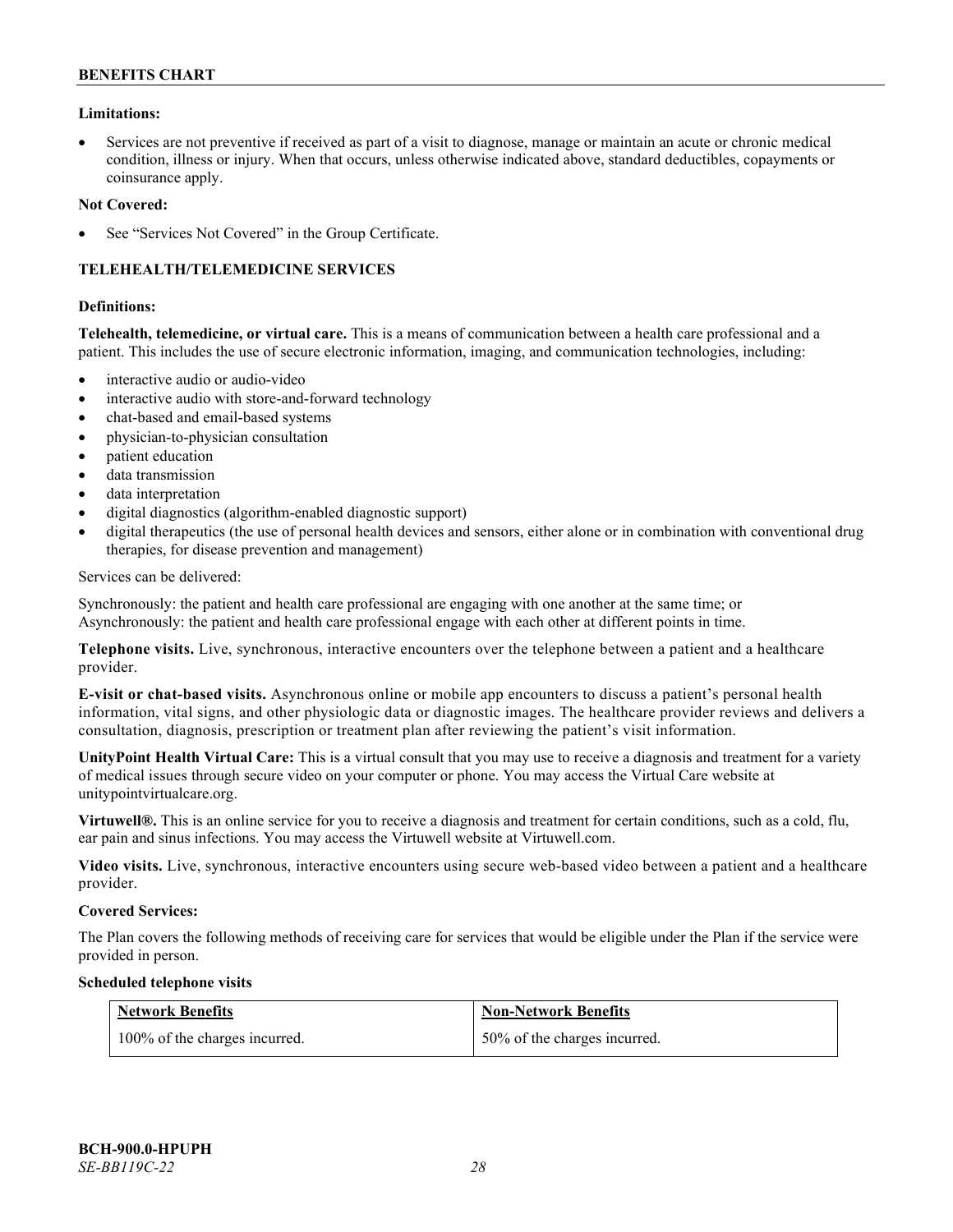**Limitations:**

- Services are not preventive if received as part of a visit to diagnose, manage or maintain an acute or chronic medical condition, illness or injury. When that occurs, unless otherwise indicated above, standard deductibles, copayments or coinsurance apply.

**Not Covered:**

- See "Services Not Covered" in the Group Certificate.

### TELEHEALTH/TELEMEDICINE SERVICES

**Definitions:**

**Telehealth, telemedicine, or virtual care.** This is a means of communication between a health care professional and a patient. This includes the use of secure electronic information, imaging, and communication technologies, including:

- interactive audio or audio-video
- interactive audio with store-and-forward technology
- chat-based and email-based systems
- physician-to-physician consultation
- patient education
- data transmission
- data interpretation
- digital diagnostics (algorithm-enabled diagnostic support)
- digital therapeutics (the use of personal health devices and sensors, either alone or in combination with conventional drug therapies, for disease prevention and management)

Services can be delivered:

Synchronously: the patient and health care professional are engaging with one another at the same time; or
Asynchronously: the patient and health care professional engage with each other at different points in time.

**Telephone visits.** Live, synchronous, interactive encounters over the telephone between a patient and a healthcare provider.

**E-visit or chat-based visits.** Asynchronous online or mobile app encounters to discuss a patient's personal health information, vital signs, and other physiologic data or diagnostic images. The healthcare provider reviews and delivers a consultation, diagnosis, prescription or treatment plan after reviewing the patient's visit information.

**UnityPoint Health Virtual Care:** This is a virtual consult that you may use to receive a diagnosis and treatment for a variety of medical issues through secure video on your computer or phone. You may access the Virtual Care website at unitypointvirtualcare.org.

**Virtuwell®.** This is an online service for you to receive a diagnosis and treatment for certain conditions, such as a cold, flu, ear pain and sinus infections. You may access the Virtuwell website at Virtuwell.com.

**Video visits.** Live, synchronous, interactive encounters using secure web-based video between a patient and a healthcare provider.

**Covered Services:**

The Plan covers the following methods of receiving care for services that would be eligible under the Plan if the service were provided in person.

**Scheduled telephone visits**

| Network Benefits | Non-Network Benefits |
| --- | --- |
| 100% of the charges incurred. | 50% of the charges incurred. |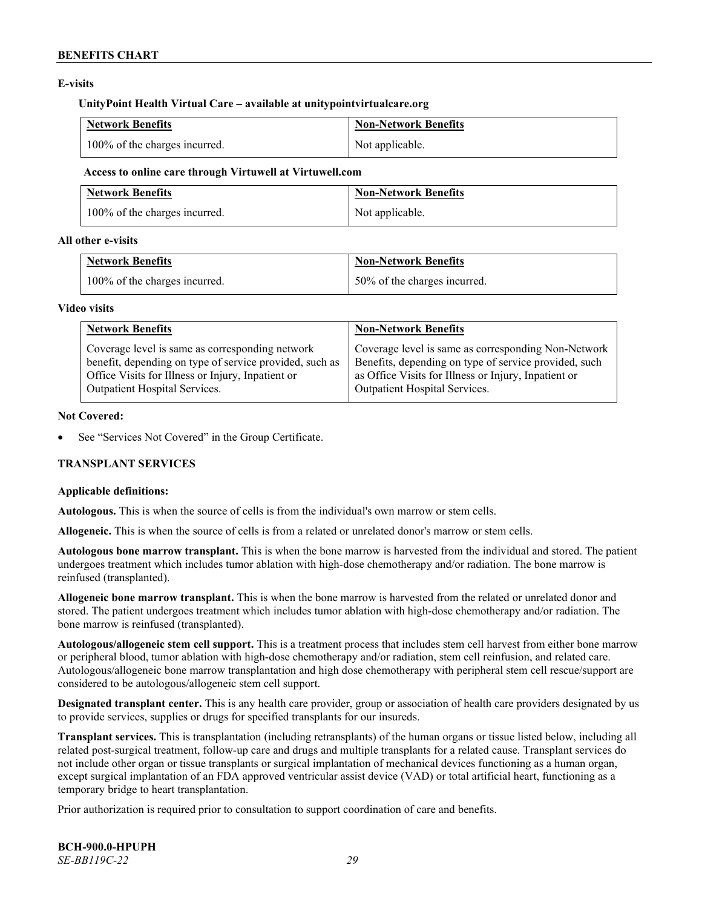**E-visits**

**UnityPoint Health Virtual Care – available at unitypointvirtualcare.org**

| Network Benefits | Non-Network Benefits |
|---|---|
| 100% of the charges incurred. | Not applicable. |

**Access to online care through Virtuwell at Virtuwell.com**

| Network Benefits | Non-Network Benefits |
|---|---|
| 100% of the charges incurred. | Not applicable. |

**All other e-visits**

| Network Benefits | Non-Network Benefits |
|---|---|
| 100% of the charges incurred. | 50% of the charges incurred. |

**Video visits**

| Network Benefits | Non-Network Benefits |
|---|---|
| Coverage level is same as corresponding network benefit, depending on type of service provided, such as Office Visits for Illness or Injury, Inpatient or Outpatient Hospital Services. | Coverage level is same as corresponding Non-Network Benefits, depending on type of service provided, such as Office Visits for Illness or Injury, Inpatient or Outpatient Hospital Services. |

**Not Covered:**

- See "Services Not Covered" in the Group Certificate.

**TRANSPLANT SERVICES**

**Applicable definitions:**

**Autologous.** This is when the source of cells is from the individual's own marrow or stem cells.

**Allogeneic.** This is when the source of cells is from a related or unrelated donor's marrow or stem cells.

**Autologous bone marrow transplant.** This is when the bone marrow is harvested from the individual and stored. The patient undergoes treatment which includes tumor ablation with high-dose chemotherapy and/or radiation. The bone marrow is reinfused (transplanted).

**Allogeneic bone marrow transplant.** This is when the bone marrow is harvested from the related or unrelated donor and stored. The patient undergoes treatment which includes tumor ablation with high-dose chemotherapy and/or radiation. The bone marrow is reinfused (transplanted).

**Autologous/allogeneic stem cell support.** This is a treatment process that includes stem cell harvest from either bone marrow or peripheral blood, tumor ablation with high-dose chemotherapy and/or radiation, stem cell reinfusion, and related care. Autologous/allogeneic bone marrow transplantation and high dose chemotherapy with peripheral stem cell rescue/support are considered to be autologous/allogeneic stem cell support.

**Designated transplant center.** This is any health care provider, group or association of health care providers designated by us to provide services, supplies or drugs for specified transplants for our insureds.

**Transplant services.** This is transplantation (including retransplants) of the human organs or tissue listed below, including all related post-surgical treatment, follow-up care and drugs and multiple transplants for a related cause. Transplant services do not include other organ or tissue transplants or surgical implantation of mechanical devices functioning as a human organ, except surgical implantation of an FDA approved ventricular assist device (VAD) or total artificial heart, functioning as a temporary bridge to heart transplantation.

Prior authorization is required prior to consultation to support coordination of care and benefits.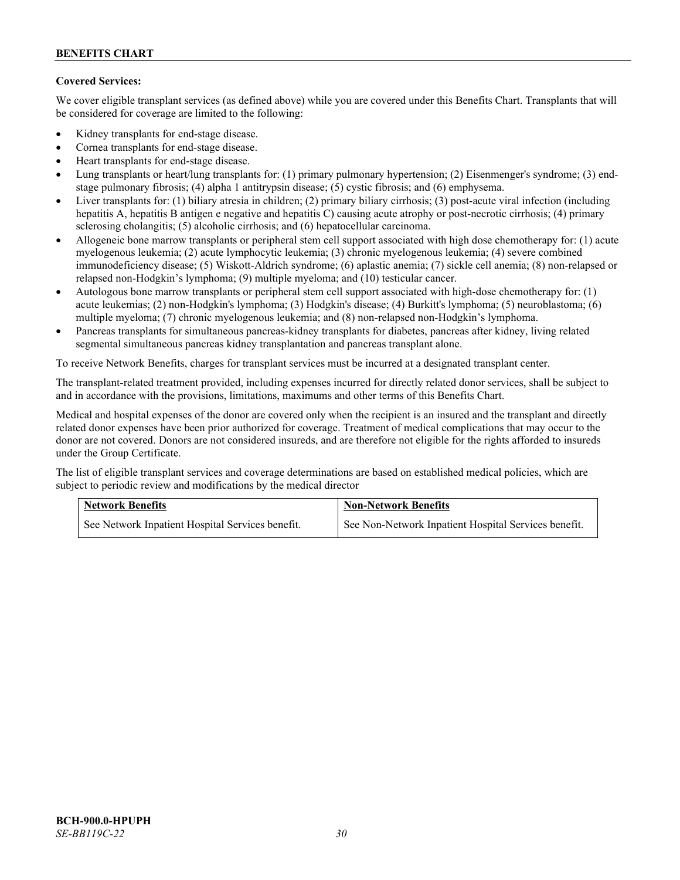**Covered Services:**

We cover eligible transplant services (as defined above) while you are covered under this Benefits Chart. Transplants that will be considered for coverage are limited to the following:

- Kidney transplants for end-stage disease.
- Cornea transplants for end-stage disease.
- Heart transplants for end-stage disease.
- Lung transplants or heart/lung transplants for: (1) primary pulmonary hypertension; (2) Eisenmenger's syndrome; (3) end-stage pulmonary fibrosis; (4) alpha 1 antitrypsin disease; (5) cystic fibrosis; and (6) emphysema.
- Liver transplants for: (1) biliary atresia in children; (2) primary biliary cirrhosis; (3) post-acute viral infection (including hepatitis A, hepatitis B antigen e negative and hepatitis C) causing acute atrophy or post-necrotic cirrhosis; (4) primary sclerosing cholangitis; (5) alcoholic cirrhosis; and (6) hepatocellular carcinoma.
- Allogeneic bone marrow transplants or peripheral stem cell support associated with high dose chemotherapy for: (1) acute myelogenous leukemia; (2) acute lymphocytic leukemia; (3) chronic myelogenous leukemia; (4) severe combined immunodeficiency disease; (5) Wiskott-Aldrich syndrome; (6) aplastic anemia; (7) sickle cell anemia; (8) non-relapsed or relapsed non-Hodgkin's lymphoma; (9) multiple myeloma; and (10) testicular cancer.
- Autologous bone marrow transplants or peripheral stem cell support associated with high-dose chemotherapy for: (1) acute leukemias; (2) non-Hodgkin's lymphoma; (3) Hodgkin's disease; (4) Burkitt's lymphoma; (5) neuroblastoma; (6) multiple myeloma; (7) chronic myelogenous leukemia; and (8) non-relapsed non-Hodgkin's lymphoma.
- Pancreas transplants for simultaneous pancreas-kidney transplants for diabetes, pancreas after kidney, living related segmental simultaneous pancreas kidney transplantation and pancreas transplant alone.

To receive Network Benefits, charges for transplant services must be incurred at a designated transplant center.

The transplant-related treatment provided, including expenses incurred for directly related donor services, shall be subject to and in accordance with the provisions, limitations, maximums and other terms of this Benefits Chart.

Medical and hospital expenses of the donor are covered only when the recipient is an insured and the transplant and directly related donor expenses have been prior authorized for coverage. Treatment of medical complications that may occur to the donor are not covered. Donors are not considered insureds, and are therefore not eligible for the rights afforded to insureds under the Group Certificate.

The list of eligible transplant services and coverage determinations are based on established medical policies, which are subject to periodic review and modifications by the medical director

| Network Benefits | Non-Network Benefits |
|---|---|
| See Network Inpatient Hospital Services benefit. | See Non-Network Inpatient Hospital Services benefit. |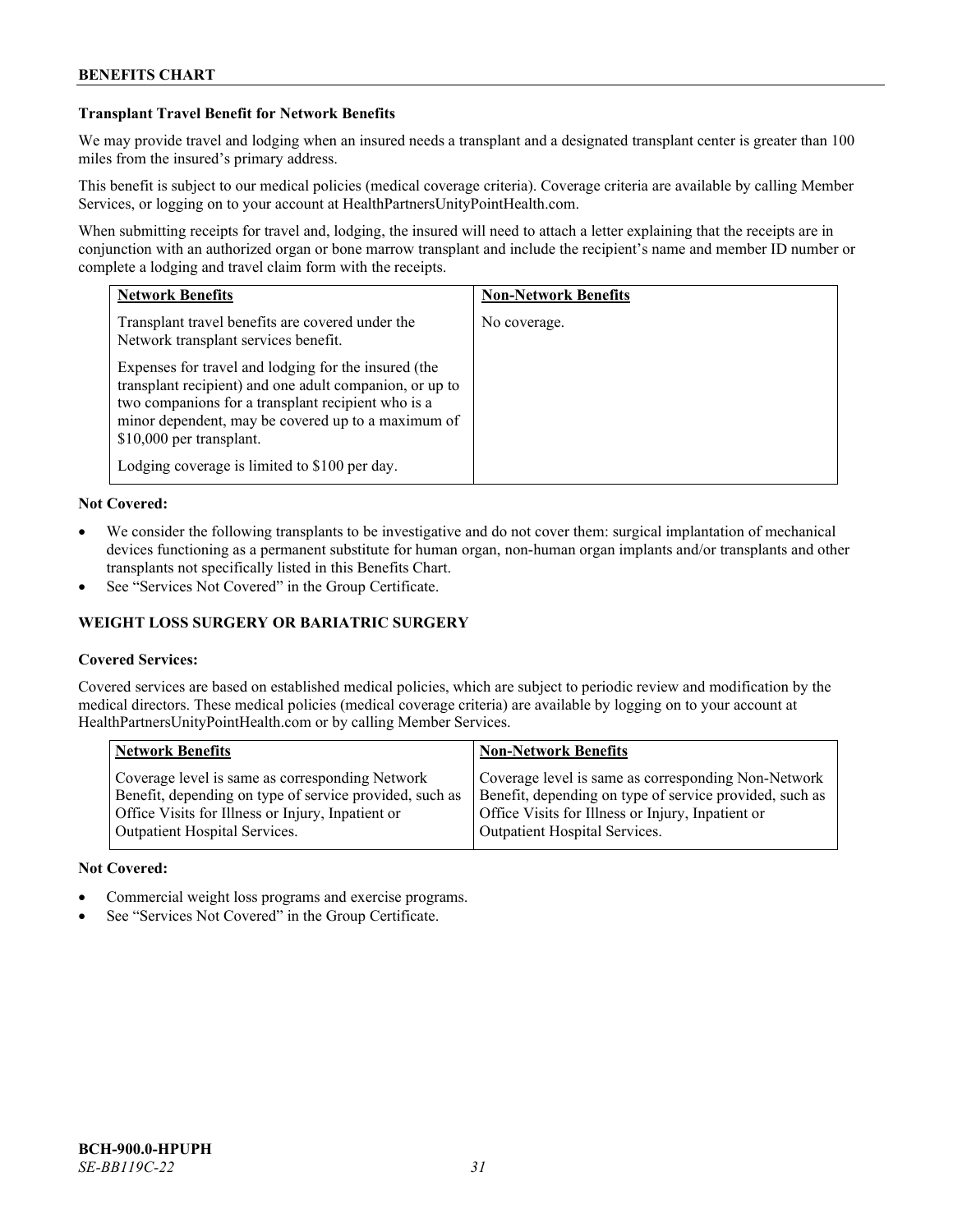**Transplant Travel Benefit for Network Benefits**

We may provide travel and lodging when an insured needs a transplant and a designated transplant center is greater than 100 miles from the insured's primary address.

This benefit is subject to our medical policies (medical coverage criteria). Coverage criteria are available by calling Member Services, or logging on to your account at HealthPartnersUnityPointHealth.com.

When submitting receipts for travel and, lodging, the insured will need to attach a letter explaining that the receipts are in conjunction with an authorized organ or bone marrow transplant and include the recipient's name and member ID number or complete a lodging and travel claim form with the receipts.

| Network Benefits | Non-Network Benefits |
|---|---|
| Transplant travel benefits are covered under the Network transplant services benefit.<br><br>Expenses for travel and lodging for the insured (the transplant recipient) and one adult companion, or up to two companions for a transplant recipient who is a minor dependent, may be covered up to a maximum of $10,000 per transplant.<br><br>Lodging coverage is limited to $100 per day. | No coverage. |

**Not Covered:**

- We consider the following transplants to be investigative and do not cover them: surgical implantation of mechanical devices functioning as a permanent substitute for human organ, non-human organ implants and/or transplants and other transplants not specifically listed in this Benefits Chart.
- See "Services Not Covered" in the Group Certificate.

## WEIGHT LOSS SURGERY OR BARIATRIC SURGERY

**Covered Services:**

Covered services are based on established medical policies, which are subject to periodic review and modification by the medical directors. These medical policies (medical coverage criteria) are available by logging on to your account at HealthPartnersUnityPointHealth.com or by calling Member Services.

| Network Benefits | Non-Network Benefits |
|---|---|
| Coverage level is same as corresponding Network Benefit, depending on type of service provided, such as Office Visits for Illness or Injury, Inpatient or Outpatient Hospital Services. | Coverage level is same as corresponding Non-Network Benefit, depending on type of service provided, such as Office Visits for Illness or Injury, Inpatient or Outpatient Hospital Services. |

**Not Covered:**

- Commercial weight loss programs and exercise programs.
- See "Services Not Covered" in the Group Certificate.